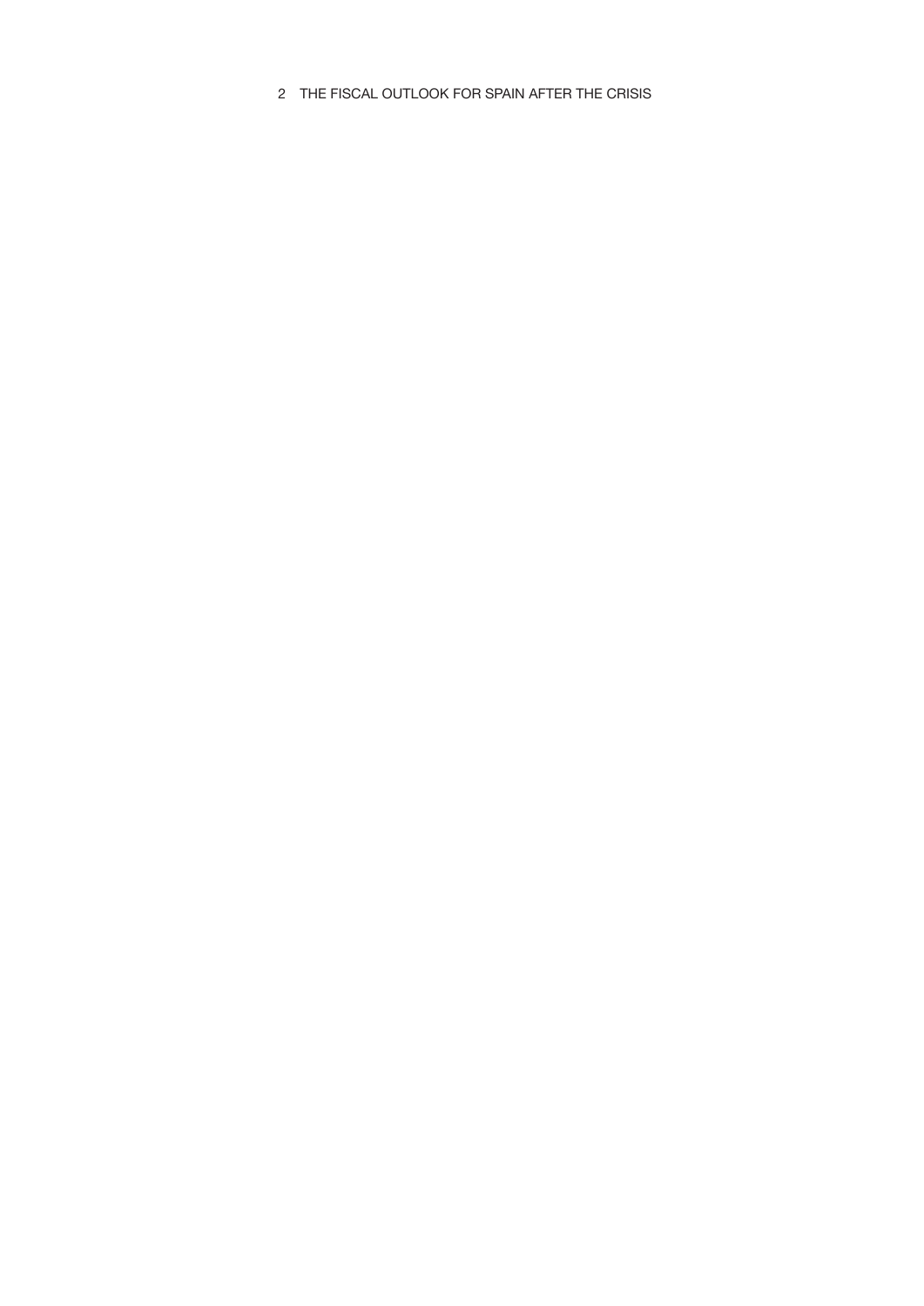# 2 THE FISCAL OUTLOOK FOR SPAIN AFTER THE CRISIS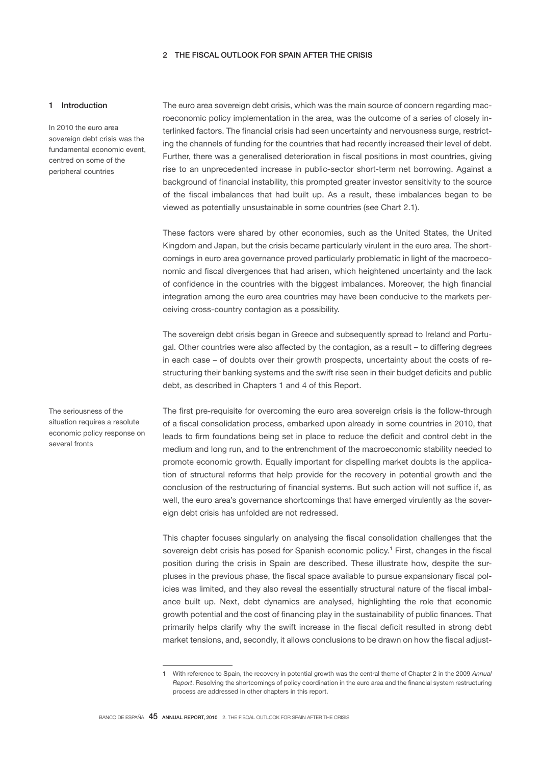## 2 THE FISCAL OUTLOOK FOR SPAIN AFTER THE CRISIS

### 1 Introduction

In 2010 the euro area sovereign debt crisis was the fundamental economic event, centred on some of the peripheral countries

The euro area sovereign debt crisis, which was the main source of concern regarding macroeconomic policy implementation in the area, was the outcome of a series of closely interlinked factors. The financial crisis had seen uncertainty and nervousness surge, restricting the channels of funding for the countries that had recently increased their level of debt. Further, there was a generalised deterioration in fiscal positions in most countries, giving rise to an unprecedented increase in public-sector short-term net borrowing. Against a background of financial instability, this prompted greater investor sensitivity to the source of the fiscal imbalances that had built up. As a result, these imbalances began to be viewed as potentially unsustainable in some countries (see Chart 2.1).

These factors were shared by other economies, such as the United States, the United Kingdom and Japan, but the crisis became particularly virulent in the euro area. The shortcomings in euro area governance proved particularly problematic in light of the macroeconomic and fiscal divergences that had arisen, which heightened uncertainty and the lack of confidence in the countries with the biggest imbalances. Moreover, the high financial integration among the euro area countries may have been conducive to the markets perceiving cross-country contagion as a possibility.

The sovereign debt crisis began in Greece and subsequently spread to Ireland and Portugal. Other countries were also affected by the contagion, as a result – to differing degrees in each case – of doubts over their growth prospects, uncertainty about the costs of restructuring their banking systems and the swift rise seen in their budget deficits and public debt, as described in Chapters 1 and 4 of this Report.

The seriousness of the situation requires a resolute economic policy response on several fronts

The first pre-requisite for overcoming the euro area sovereign crisis is the follow-through of a fiscal consolidation process, embarked upon already in some countries in 2010, that leads to firm foundations being set in place to reduce the deficit and control debt in the medium and long run, and to the entrenchment of the macroeconomic stability needed to promote economic growth. Equally important for dispelling market doubts is the application of structural reforms that help provide for the recovery in potential growth and the conclusion of the restructuring of financial systems. But such action will not suffice if, as well, the euro area's governance shortcomings that have emerged virulently as the sovereign debt crisis has unfolded are not redressed.

This chapter focuses singularly on analysing the fiscal consolidation challenges that the sovereign debt crisis has posed for Spanish economic policy.[1] First, changes in the fiscal position during the crisis in Spain are described. These illustrate how, despite the surpluses in the previous phase, the fiscal space available to pursue expansionary fiscal policies was limited, and they also reveal the essentially structural nature of the fiscal imbalance built up. Next, debt dynamics are analysed, highlighting the role that economic growth potential and the cost of financing play in the sustainability of public finances. That primarily helps clarify why the swift increase in the fiscal deficit resulted in strong debt market tensions, and, secondly, it allows conclusions to be drawn on how the fiscal adjust-

1 With reference to Spain, the recovery in potential growth was the central theme of Chapter 2 in the 2009 *Annual Report*. Resolving the shortcomings of policy coordination in the euro area and the financial system restructuring process are addressed in other chapters in this report.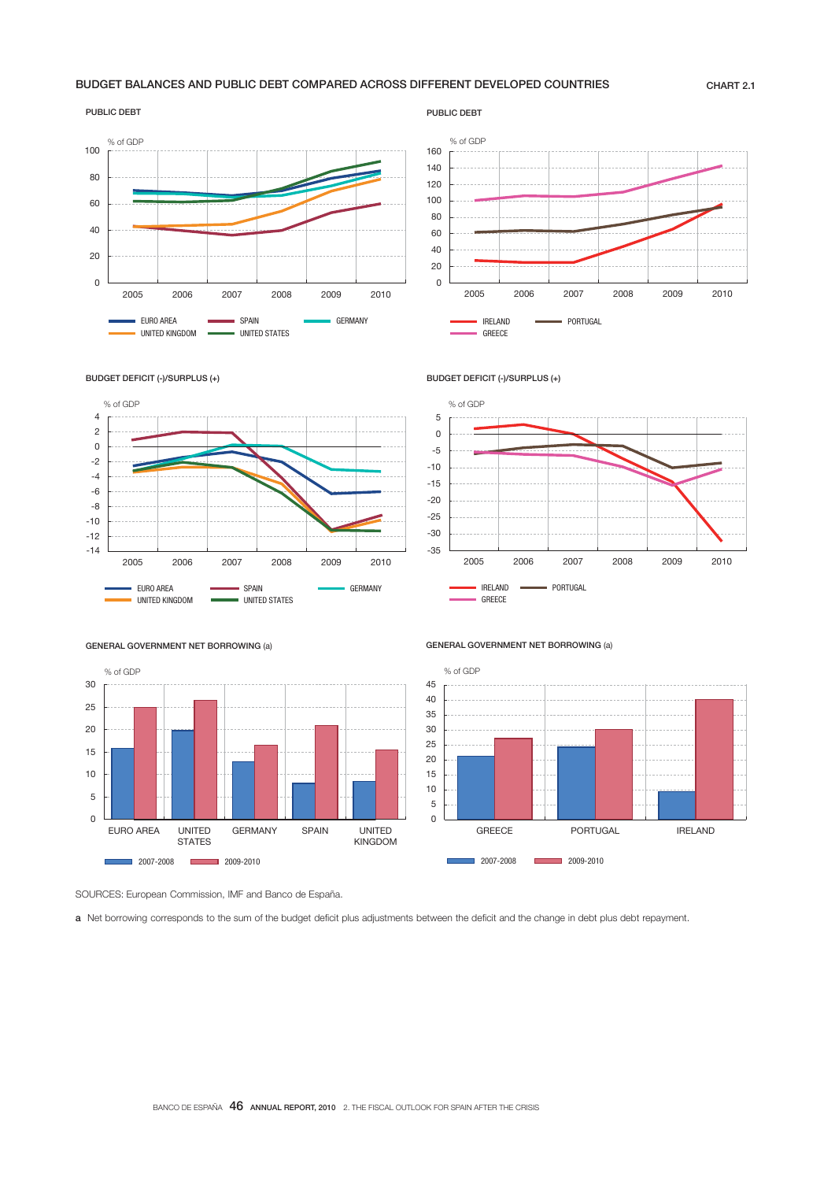BUDGET BALANCES AND PUBLIC DEBT COMPARED ACROSS DIFFERENT DEVELOPED COUNTRIES

CHART 2.1

PUBLIC DEBT

% of GDP

EURO AREA, SPAIN, GERMANY, UNITED KINGDOM, UNITED STATES

PUBLIC DEBT

% of GDP

IRELAND, PORTUGAL, GREECE

BUDGET DEFICIT (-)/SURPLUS (+)

% of GDP

EURO AREA, SPAIN, GERMANY, UNITED KINGDOM, UNITED STATES

BUDGET DEFICIT (-)/SURPLUS (+)

% of GDP

IRELAND, PORTUGAL, GREECE

GENERAL GOVERNMENT NET BORROWING (a)

% of GDP

EURO AREA, UNITED STATES, GERMANY, SPAIN, UNITED KINGDOM

2007-2008, 2009-2010

GENERAL GOVERNMENT NET BORROWING (a)

% of GDP

GREECE, PORTUGAL, IRELAND

2007-2008, 2009-2010

SOURCES: European Commission, IMF and Banco de España.

**a** Net borrowing corresponds to the sum of the budget deficit plus adjustments between the deficit and the change in debt plus debt repayment.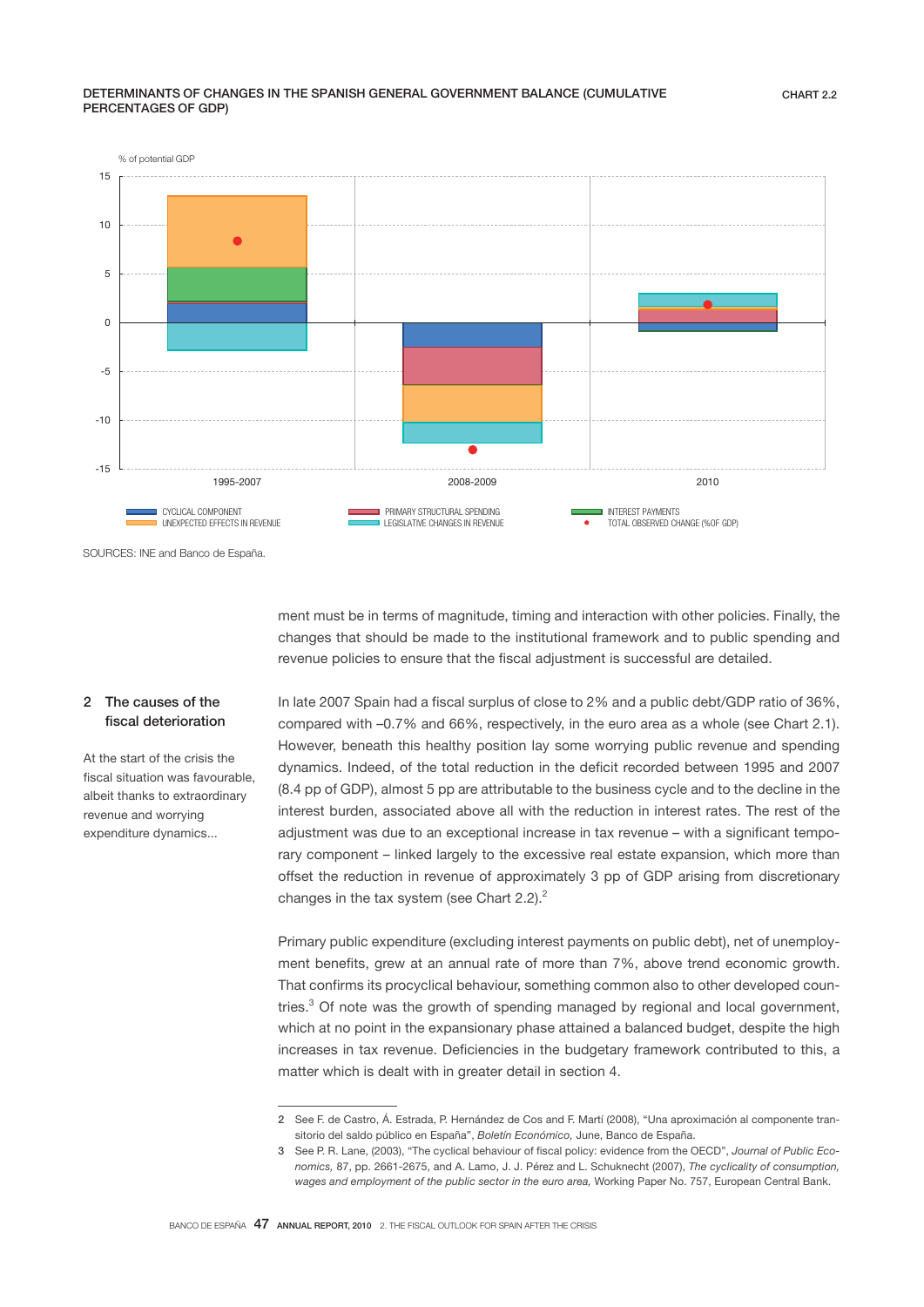DETERMINANTS OF CHANGES IN THE SPANISH GENERAL GOVERNMENT BALANCE (CUMULATIVE PERCENTAGES OF GDP)

CHART 2.2

% of potential GDP

CYCLICAL COMPONENT; UNEXPECTED EFFECTS IN REVENUE; PRIMARY STRUCTURAL SPENDING; LEGISLATIVE CHANGES IN REVENUE; INTEREST PAYMENTS; TOTAL OBSERVED CHANGE (%OF GDP)

1995-2007 | 2008-2009 | 2010

SOURCES: INE and Banco de España.

ment must be in terms of magnitude, timing and interaction with other policies. Finally, the changes that should be made to the institutional framework and to public spending and revenue policies to ensure that the fiscal adjustment is successful are detailed.

## 2 The causes of the fiscal deterioration

At the start of the crisis the fiscal situation was favourable, albeit thanks to extraordinary revenue and worrying expenditure dynamics...

In late 2007 Spain had a fiscal surplus of close to 2% and a public debt/GDP ratio of 36%, compared with –0.7% and 66%, respectively, in the euro area as a whole (see Chart 2.1). However, beneath this healthy position lay some worrying public revenue and spending dynamics. Indeed, of the total reduction in the deficit recorded between 1995 and 2007 (8.4 pp of GDP), almost 5 pp are attributable to the business cycle and to the decline in the interest burden, associated above all with the reduction in interest rates. The rest of the adjustment was due to an exceptional increase in tax revenue – with a significant temporary component – linked largely to the excessive real estate expansion, which more than offset the reduction in revenue of approximately 3 pp of GDP arising from discretionary changes in the tax system (see Chart 2.2).[2]

Primary public expenditure (excluding interest payments on public debt), net of unemployment benefits, grew at an annual rate of more than 7%, above trend economic growth. That confirms its procyclical behaviour, something common also to other developed countries.[3] Of note was the growth of spending managed by regional and local government, which at no point in the expansionary phase attained a balanced budget, despite the high increases in tax revenue. Deficiencies in the budgetary framework contributed to this, a matter which is dealt with in greater detail in section 4.

---

2 See F. de Castro, Á. Estrada, P. Hernández de Cos and F. Martí (2008), "Una aproximación al componente transitorio del saldo público en España", *Boletín Económico,* June, Banco de España.

3 See P. R. Lane, (2003), "The cyclical behaviour of fiscal policy: evidence from the OECD", *Journal of Public Economics,* 87, pp. 2661-2675, and A. Lamo, J. J. Pérez and L. Schuknecht (2007), *The cyclicality of consumption, wages and employment of the public sector in the euro area,* Working Paper No. 757, European Central Bank.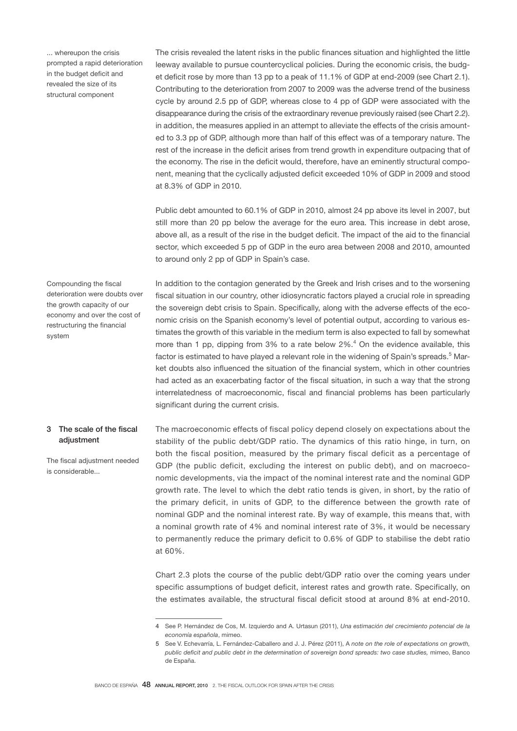... whereupon the crisis prompted a rapid deterioration in the budget deficit and revealed the size of its structural component

The crisis revealed the latent risks in the public finances situation and highlighted the little leeway available to pursue countercyclical policies. During the economic crisis, the budget deficit rose by more than 13 pp to a peak of 11.1% of GDP at end-2009 (see Chart 2.1). Contributing to the deterioration from 2007 to 2009 was the adverse trend of the business cycle by around 2.5 pp of GDP, whereas close to 4 pp of GDP were associated with the disappearance during the crisis of the extraordinary revenue previously raised (see Chart 2.2). in addition, the measures applied in an attempt to alleviate the effects of the crisis amounted to 3.3 pp of GDP, although more than half of this effect was of a temporary nature. The rest of the increase in the deficit arises from trend growth in expenditure outpacing that of the economy. The rise in the deficit would, therefore, have an eminently structural component, meaning that the cyclically adjusted deficit exceeded 10% of GDP in 2009 and stood at 8.3% of GDP in 2010.

Public debt amounted to 60.1% of GDP in 2010, almost 24 pp above its level in 2007, but still more than 20 pp below the average for the euro area. This increase in debt arose, above all, as a result of the rise in the budget deficit. The impact of the aid to the financial sector, which exceeded 5 pp of GDP in the euro area between 2008 and 2010, amounted to around only 2 pp of GDP in Spain's case.

Compounding the fiscal deterioration were doubts over the growth capacity of our economy and over the cost of restructuring the financial system

In addition to the contagion generated by the Greek and Irish crises and to the worsening fiscal situation in our country, other idiosyncratic factors played a crucial role in spreading the sovereign debt crisis to Spain. Specifically, along with the adverse effects of the economic crisis on the Spanish economy's level of potential output, according to various estimates the growth of this variable in the medium term is also expected to fall by somewhat more than 1 pp, dipping from 3% to a rate below 2%.[4] On the evidence available, this factor is estimated to have played a relevant role in the widening of Spain's spreads.[5] Market doubts also influenced the situation of the financial system, which in other countries had acted as an exacerbating factor of the fiscal situation, in such a way that the strong interrelatedness of macroeconomic, fiscal and financial problems has been particularly significant during the current crisis.

## 3 The scale of the fiscal adjustment

The fiscal adjustment needed is considerable...

The macroeconomic effects of fiscal policy depend closely on expectations about the stability of the public debt/GDP ratio. The dynamics of this ratio hinge, in turn, on both the fiscal position, measured by the primary fiscal deficit as a percentage of GDP (the public deficit, excluding the interest on public debt), and on macroeconomic developments, via the impact of the nominal interest rate and the nominal GDP growth rate. The level to which the debt ratio tends is given, in short, by the ratio of the primary deficit, in units of GDP, to the difference between the growth rate of nominal GDP and the nominal interest rate. By way of example, this means that, with a nominal growth rate of 4% and nominal interest rate of 3%, it would be necessary to permanently reduce the primary deficit to 0.6% of GDP to stabilise the debt ratio at 60%.

Chart 2.3 plots the course of the public debt/GDP ratio over the coming years under specific assumptions of budget deficit, interest rates and growth rate. Specifically, on the estimates available, the structural fiscal deficit stood at around 8% at end-2010.

---

4 See P. Hernández de Cos, M. Izquierdo and A. Urtasun (2011), *Una estimación del crecimiento potencial de la economía española*, mimeo.

5 See V. Echevarría, L. Fernández-Caballero and J. J. Pérez (2011), A *note on the role of expectations on growth, public deficit and public debt in the determination of sovereign bond spreads: two case studies,* mimeo, Banco de España.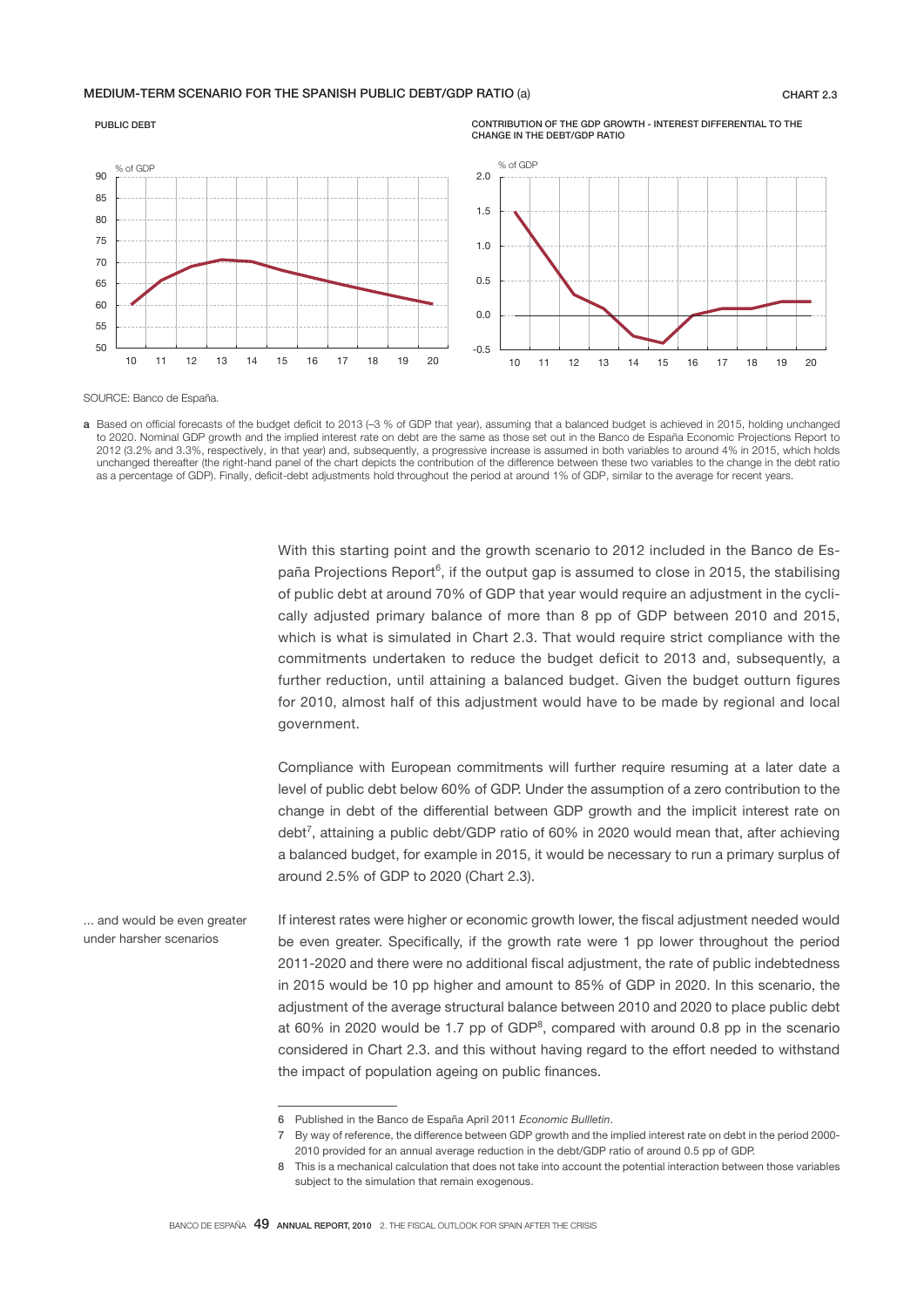**MEDIUM-TERM SCENARIO FOR THE SPANISH PUBLIC DEBT/GDP RATIO** (a) **CHART 2.3**

PUBLIC DEBT

CONTRIBUTION OF THE GDP GROWTH - INTEREST DIFFERENTIAL TO THE CHANGE IN THE DEBT/GDP RATIO

SOURCE: Banco de España.

**a** Based on official forecasts of the budget deficit to 2013 (–3 % of GDP that year), assuming that a balanced budget is achieved in 2015, holding unchanged to 2020. Nominal GDP growth and the implied interest rate on debt are the same as those set out in the Banco de España Economic Projections Report to 2012 (3.2% and 3.3%, respectively, in that year) and, subsequently, a progressive increase is assumed in both variables to around 4% in 2015, which holds unchanged thereafter (the right-hand panel of the chart depicts the contribution of the difference between these two variables to the change in the debt ratio as a percentage of GDP). Finally, deficit-debt adjustments hold throughout the period at around 1% of GDP, similar to the average for recent years.

With this starting point and the growth scenario to 2012 included in the Banco de España Projections Report[6], if the output gap is assumed to close in 2015, the stabilising of public debt at around 70% of GDP that year would require an adjustment in the cyclically adjusted primary balance of more than 8 pp of GDP between 2010 and 2015, which is what is simulated in Chart 2.3. That would require strict compliance with the commitments undertaken to reduce the budget deficit to 2013 and, subsequently, a further reduction, until attaining a balanced budget. Given the budget outturn figures for 2010, almost half of this adjustment would have to be made by regional and local government.

Compliance with European commitments will further require resuming at a later date a level of public debt below 60% of GDP. Under the assumption of a zero contribution to the change in debt of the differential between GDP growth and the implicit interest rate on debt[7], attaining a public debt/GDP ratio of 60% in 2020 would mean that, after achieving a balanced budget, for example in 2015, it would be necessary to run a primary surplus of around 2.5% of GDP to 2020 (Chart 2.3).

... and would be even greater under harsher scenarios

If interest rates were higher or economic growth lower, the fiscal adjustment needed would be even greater. Specifically, if the growth rate were 1 pp lower throughout the period 2011-2020 and there were no additional fiscal adjustment, the rate of public indebtedness in 2015 would be 10 pp higher and amount to 85% of GDP in 2020. In this scenario, the adjustment of the average structural balance between 2010 and 2020 to place public debt at 60% in 2020 would be 1.7 pp of GDP[8], compared with around 0.8 pp in the scenario considered in Chart 2.3. and this without having regard to the effort needed to withstand the impact of population ageing on public finances.

6 Published in the Banco de España April 2011 *Economic Bullletin*.

7 By way of reference, the difference between GDP growth and the implied interest rate on debt in the period 2000-2010 provided for an annual average reduction in the debt/GDP ratio of around 0.5 pp of GDP.

8 This is a mechanical calculation that does not take into account the potential interaction between those variables subject to the simulation that remain exogenous.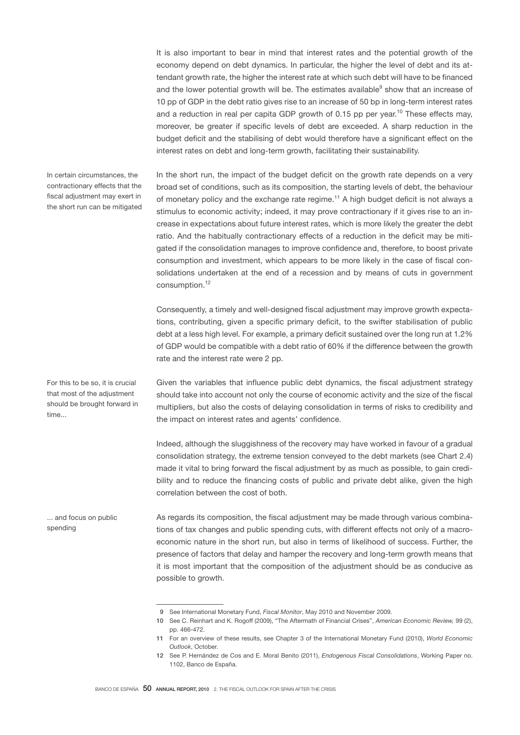It is also important to bear in mind that interest rates and the potential growth of the economy depend on debt dynamics. In particular, the higher the level of debt and its attendant growth rate, the higher the interest rate at which such debt will have to be financed and the lower potential growth will be. The estimates available[9] show that an increase of 10 pp of GDP in the debt ratio gives rise to an increase of 50 bp in long-term interest rates and a reduction in real per capita GDP growth of 0.15 pp per year.[10] These effects may, moreover, be greater if specific levels of debt are exceeded. A sharp reduction in the budget deficit and the stabilising of debt would therefore have a significant effect on the interest rates on debt and long-term growth, facilitating their sustainability.

In certain circumstances, the contractionary effects that the fiscal adjustment may exert in the short run can be mitigated

In the short run, the impact of the budget deficit on the growth rate depends on a very broad set of conditions, such as its composition, the starting levels of debt, the behaviour of monetary policy and the exchange rate regime.[11] A high budget deficit is not always a stimulus to economic activity; indeed, it may prove contractionary if it gives rise to an increase in expectations about future interest rates, which is more likely the greater the debt ratio. And the habitually contractionary effects of a reduction in the deficit may be mitigated if the consolidation manages to improve confidence and, therefore, to boost private consumption and investment, which appears to be more likely in the case of fiscal consolidations undertaken at the end of a recession and by means of cuts in government consumption.[12]

Consequently, a timely and well-designed fiscal adjustment may improve growth expectations, contributing, given a specific primary deficit, to the swifter stabilisation of public debt at a less high level. For example, a primary deficit sustained over the long run at 1.2% of GDP would be compatible with a debt ratio of 60% if the difference between the growth rate and the interest rate were 2 pp.

For this to be so, it is crucial that most of the adjustment should be brought forward in time...

Given the variables that influence public debt dynamics, the fiscal adjustment strategy should take into account not only the course of economic activity and the size of the fiscal multipliers, but also the costs of delaying consolidation in terms of risks to credibility and the impact on interest rates and agents' confidence.

Indeed, although the sluggishness of the recovery may have worked in favour of a gradual consolidation strategy, the extreme tension conveyed to the debt markets (see Chart 2.4) made it vital to bring forward the fiscal adjustment by as much as possible, to gain credibility and to reduce the financing costs of public and private debt alike, given the high correlation between the cost of both.

... and focus on public spending

As regards its composition, the fiscal adjustment may be made through various combinations of tax changes and public spending cuts, with different effects not only of a macroeconomic nature in the short run, but also in terms of likelihood of success. Further, the presence of factors that delay and hamper the recovery and long-term growth means that it is most important that the composition of the adjustment should be as conducive as possible to growth.

9 See International Monetary Fund, *Fiscal Monitor*, May 2010 and November 2009.

10 See C. Reinhart and K. Rogoff (2009), "The Aftermath of Financial Crises", *American Economic Review,* 99 (2), pp. 466-472.

11 For an overview of these results, see Chapter 3 of the International Monetary Fund (2010), *World Economic Outlook*, October.

12 See P. Hernández de Cos and E. Moral Benito (2011), *Endogenous Fiscal Consolidations*, Working Paper no. 1102, Banco de España.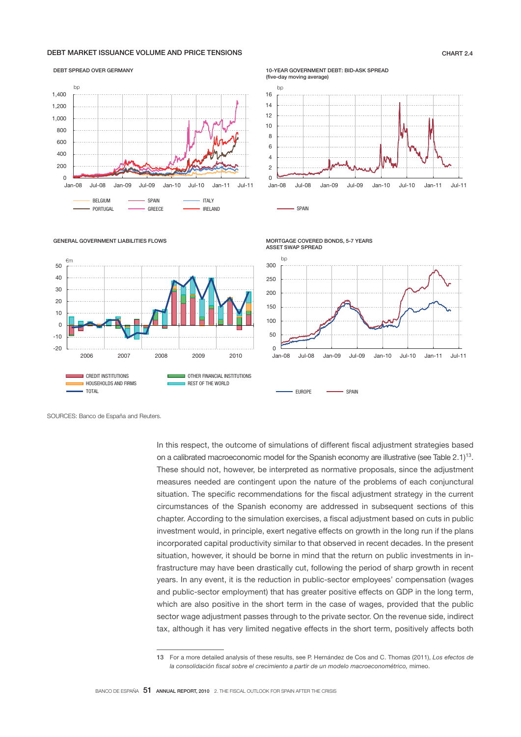DEBT MARKET ISSUANCE VOLUME AND PRICE TENSIONS

CHART 2.4

DEBT SPREAD OVER GERMANY

10-YEAR GOVERNMENT DEBT: BID-ASK SPREAD (five-day moving average)

GENERAL GOVERNMENT LIABILITIES FLOWS

MORTGAGE COVERED BONDS, 5-7 YEARS ASSET SWAP SPREAD

SOURCES: Banco de España and Reuters.

In this respect, the outcome of simulations of different fiscal adjustment strategies based on a calibrated macroeconomic model for the Spanish economy are illustrative (see Table 2.1)[13]. These should not, however, be interpreted as normative proposals, since the adjustment measures needed are contingent upon the nature of the problems of each conjunctural situation. The specific recommendations for the fiscal adjustment strategy in the current circumstances of the Spanish economy are addressed in subsequent sections of this chapter. According to the simulation exercises, a fiscal adjustment based on cuts in public investment would, in principle, exert negative effects on growth in the long run if the plans incorporated capital productivity similar to that observed in recent decades. In the present situation, however, it should be borne in mind that the return on public investments in infrastructure may have been drastically cut, following the period of sharp growth in recent years. In any event, it is the reduction in public-sector employees' compensation (wages and public-sector employment) that has greater positive effects on GDP in the long term, which are also positive in the short term in the case of wages, provided that the public sector wage adjustment passes through to the private sector. On the revenue side, indirect tax, although it has very limited negative effects in the short term, positively affects both

13 For a more detailed analysis of these results, see P. Hernández de Cos and C. Thomas (2011), *Los efectos de la consolidación fiscal sobre el crecimiento a partir de un modelo macroeconométrico,* mimeo.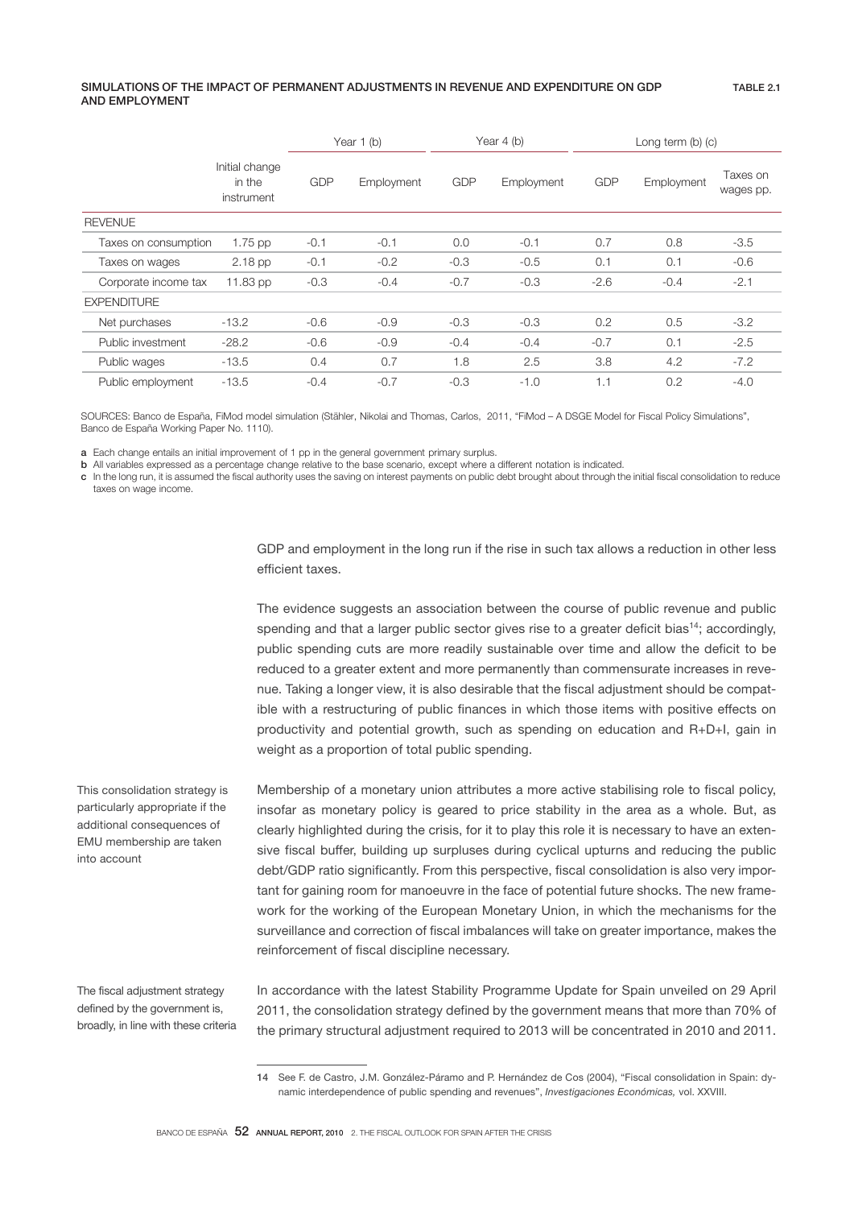**SIMULATIONS OF THE IMPACT OF PERMANENT ADJUSTMENTS IN REVENUE AND EXPENDITURE ON GDP AND EMPLOYMENT** — TABLE 2.1

| | Initial change in the instrument | Year 1 (b) | | Year 4 (b) | | Long term (b) (c) | | |
|---|---|---|---|---|---|---|---|---|
| | | GDP | Employment | GDP | Employment | GDP | Employment | Taxes on wages pp. |
| REVENUE | | | | | | | | |
| Taxes on consumption | 1.75 pp | -0.1 | -0.1 | 0.0 | -0.1 | 0.7 | 0.8 | -3.5 |
| Taxes on wages | 2.18 pp | -0.1 | -0.2 | -0.3 | -0.5 | 0.1 | 0.1 | -0.6 |
| Corporate income tax | 11.83 pp | -0.3 | -0.4 | -0.7 | -0.3 | -2.6 | -0.4 | -2.1 |
| EXPENDITURE | | | | | | | | |
| Net purchases | -13.2 | -0.6 | -0.9 | -0.3 | -0.3 | 0.2 | 0.5 | -3.2 |
| Public investment | -28.2 | -0.6 | -0.9 | -0.4 | -0.4 | -0.7 | 0.1 | -2.5 |
| Public wages | -13.5 | 0.4 | 0.7 | 1.8 | 2.5 | 3.8 | 4.2 | -7.2 |
| Public employment | -13.5 | -0.4 | -0.7 | -0.3 | -1.0 | 1.1 | 0.2 | -4.0 |

SOURCES: Banco de España, FiMod model simulation (Stähler, Nikolai and Thomas, Carlos, 2011, "FiMod – A DSGE Model for Fiscal Policy Simulations", Banco de España Working Paper No. 1110).

**a** Each change entails an initial improvement of 1 pp in the general government primary surplus.

**b** All variables expressed as a percentage change relative to the base scenario, except where a different notation is indicated.

**c** In the long run, it is assumed the fiscal authority uses the saving on interest payments on public debt brought about through the initial fiscal consolidation to reduce taxes on wage income.

GDP and employment in the long run if the rise in such tax allows a reduction in other less efficient taxes.

The evidence suggests an association between the course of public revenue and public spending and that a larger public sector gives rise to a greater deficit bias[14]; accordingly, public spending cuts are more readily sustainable over time and allow the deficit to be reduced to a greater extent and more permanently than commensurate increases in revenue. Taking a longer view, it is also desirable that the fiscal adjustment should be compatible with a restructuring of public finances in which those items with positive effects on productivity and potential growth, such as spending on education and R+D+I, gain in weight as a proportion of total public spending.

*This consolidation strategy is particularly appropriate if the additional consequences of EMU membership are taken into account*

Membership of a monetary union attributes a more active stabilising role to fiscal policy, insofar as monetary policy is geared to price stability in the area as a whole. But, as clearly highlighted during the crisis, for it to play this role it is necessary to have an extensive fiscal buffer, building up surpluses during cyclical upturns and reducing the public debt/GDP ratio significantly. From this perspective, fiscal consolidation is also very important for gaining room for manoeuvre in the face of potential future shocks. The new framework for the working of the European Monetary Union, in which the mechanisms for the surveillance and correction of fiscal imbalances will take on greater importance, makes the reinforcement of fiscal discipline necessary.

*The fiscal adjustment strategy defined by the government is, broadly, in line with these criteria*

In accordance with the latest Stability Programme Update for Spain unveiled on 29 April 2011, the consolidation strategy defined by the government means that more than 70% of the primary structural adjustment required to 2013 will be concentrated in 2010 and 2011.

14 See F. de Castro, J.M. González-Páramo and P. Hernández de Cos (2004), "Fiscal consolidation in Spain: dynamic interdependence of public spending and revenues", *Investigaciones Económicas,* vol. XXVIII.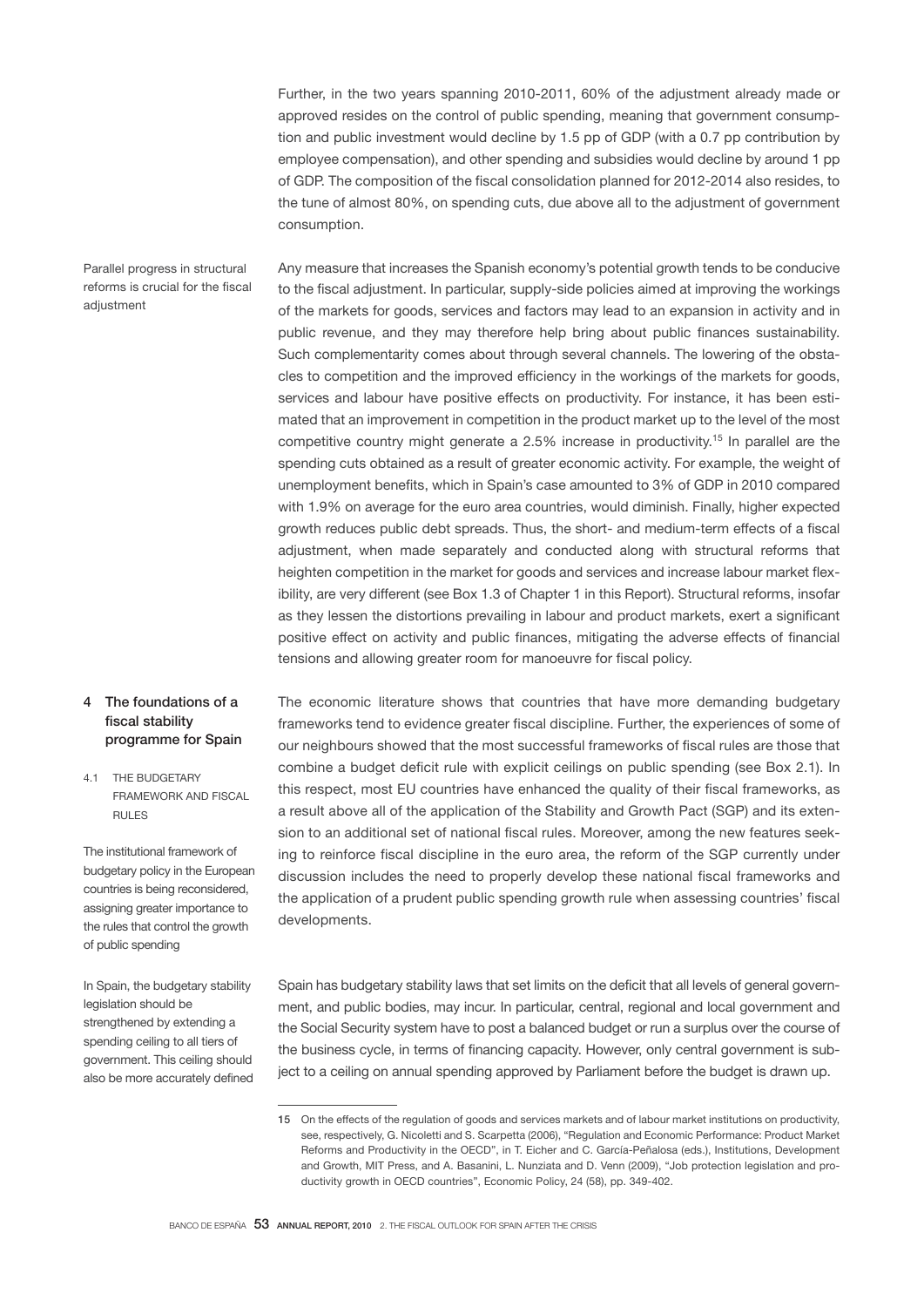Further, in the two years spanning 2010-2011, 60% of the adjustment already made or approved resides on the control of public spending, meaning that government consumption and public investment would decline by 1.5 pp of GDP (with a 0.7 pp contribution by employee compensation), and other spending and subsidies would decline by around 1 pp of GDP. The composition of the fiscal consolidation planned for 2012-2014 also resides, to the tune of almost 80%, on spending cuts, due above all to the adjustment of government consumption.

Parallel progress in structural reforms is crucial for the fiscal adjustment

Any measure that increases the Spanish economy's potential growth tends to be conducive to the fiscal adjustment. In particular, supply-side policies aimed at improving the workings of the markets for goods, services and factors may lead to an expansion in activity and in public revenue, and they may therefore help bring about public finances sustainability. Such complementarity comes about through several channels. The lowering of the obstacles to competition and the improved efficiency in the workings of the markets for goods, services and labour have positive effects on productivity. For instance, it has been estimated that an improvement in competition in the product market up to the level of the most competitive country might generate a 2.5% increase in productivity.[15] In parallel are the spending cuts obtained as a result of greater economic activity. For example, the weight of unemployment benefits, which in Spain's case amounted to 3% of GDP in 2010 compared with 1.9% on average for the euro area countries, would diminish. Finally, higher expected growth reduces public debt spreads. Thus, the short- and medium-term effects of a fiscal adjustment, when made separately and conducted along with structural reforms that heighten competition in the market for goods and services and increase labour market flexibility, are very different (see Box 1.3 of Chapter 1 in this Report). Structural reforms, insofar as they lessen the distortions prevailing in labour and product markets, exert a significant positive effect on activity and public finances, mitigating the adverse effects of financial tensions and allowing greater room for manoeuvre for fiscal policy.

## 4 The foundations of a fiscal stability programme for Spain

### 4.1 THE BUDGETARY FRAMEWORK AND FISCAL RULES

The institutional framework of budgetary policy in the European countries is being reconsidered, assigning greater importance to the rules that control the growth of public spending

The economic literature shows that countries that have more demanding budgetary frameworks tend to evidence greater fiscal discipline. Further, the experiences of some of our neighbours showed that the most successful frameworks of fiscal rules are those that combine a budget deficit rule with explicit ceilings on public spending (see Box 2.1). In this respect, most EU countries have enhanced the quality of their fiscal frameworks, as a result above all of the application of the Stability and Growth Pact (SGP) and its extension to an additional set of national fiscal rules. Moreover, among the new features seeking to reinforce fiscal discipline in the euro area, the reform of the SGP currently under discussion includes the need to properly develop these national fiscal frameworks and the application of a prudent public spending growth rule when assessing countries' fiscal developments.

In Spain, the budgetary stability legislation should be strengthened by extending a spending ceiling to all tiers of government. This ceiling should also be more accurately defined

Spain has budgetary stability laws that set limits on the deficit that all levels of general government, and public bodies, may incur. In particular, central, regional and local government and the Social Security system have to post a balanced budget or run a surplus over the course of the business cycle, in terms of financing capacity. However, only central government is subject to a ceiling on annual spending approved by Parliament before the budget is drawn up.

---

15 On the effects of the regulation of goods and services markets and of labour market institutions on productivity, see, respectively, G. Nicoletti and S. Scarpetta (2006), "Regulation and Economic Performance: Product Market Reforms and Productivity in the OECD", in T. Eicher and C. García-Peñalosa (eds.), Institutions, Development and Growth, MIT Press, and A. Basanini, L. Nunziata and D. Venn (2009), "Job protection legislation and productivity growth in OECD countries", Economic Policy, 24 (58), pp. 349-402.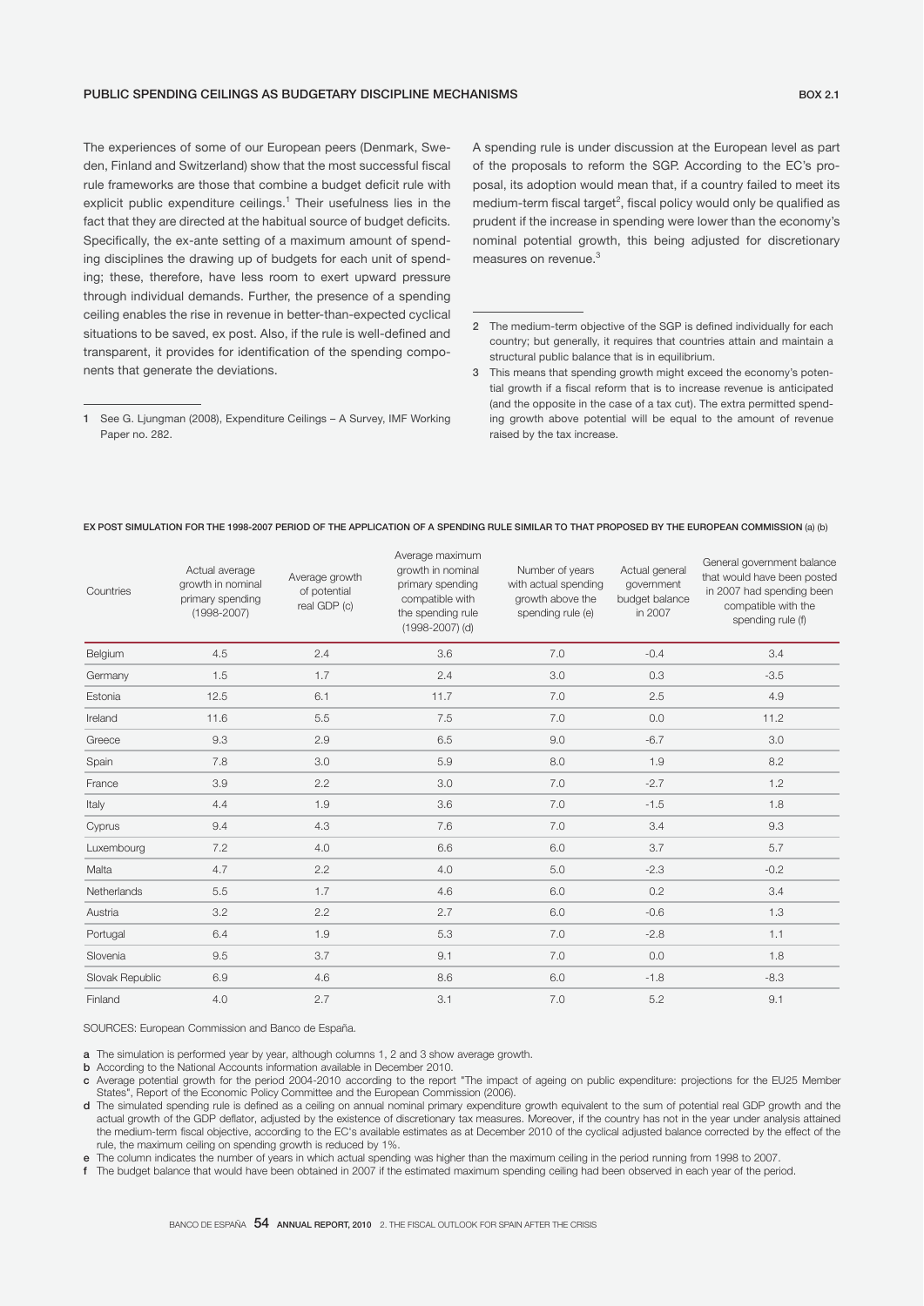## PUBLIC SPENDING CEILINGS AS BUDGETARY DISCIPLINE MECHANISMS

BOX 2.1

The experiences of some of our European peers (Denmark, Sweden, Finland and Switzerland) show that the most successful fiscal rule frameworks are those that combine a budget deficit rule with explicit public expenditure ceilings.[1] Their usefulness lies in the fact that they are directed at the habitual source of budget deficits. Specifically, the ex-ante setting of a maximum amount of spending disciplines the drawing up of budgets for each unit of spending; these, therefore, have less room to exert upward pressure through individual demands. Further, the presence of a spending ceiling enables the rise in revenue in better-than-expected cyclical situations to be saved, ex post. Also, if the rule is well-defined and transparent, it provides for identification of the spending components that generate the deviations.

1 See G. Ljungman (2008), Expenditure Ceilings – A Survey, IMF Working Paper no. 282.

A spending rule is under discussion at the European level as part of the proposals to reform the SGP. According to the EC's proposal, its adoption would mean that, if a country failed to meet its medium-term fiscal target[2], fiscal policy would only be qualified as prudent if the increase in spending were lower than the economy's nominal potential growth, this being adjusted for discretionary measures on revenue.[3]

2 The medium-term objective of the SGP is defined individually for each country; but generally, it requires that countries attain and maintain a structural public balance that is in equilibrium.

3 This means that spending growth might exceed the economy's potential growth if a fiscal reform that is to increase revenue is anticipated (and the opposite in the case of a tax cut). The extra permitted spending growth above potential will be equal to the amount of revenue raised by the tax increase.

EX POST SIMULATION FOR THE 1998-2007 PERIOD OF THE APPLICATION OF A SPENDING RULE SIMILAR TO THAT PROPOSED BY THE EUROPEAN COMMISSION (a) (b)

| Countries | Actual average growth in nominal primary spending (1998-2007) | Average growth of potential real GDP (c) | Average maximum growth in nominal primary spending compatible with the spending rule (1998-2007) (d) | Number of years with actual spending growth above the spending rule (e) | Actual general government budget balance in 2007 | General government balance that would have been posted in 2007 had spending been compatible with the spending rule (f) |
|---|---|---|---|---|---|---|
| Belgium | 4.5 | 2.4 | 3.6 | 7.0 | -0.4 | 3.4 |
| Germany | 1.5 | 1.7 | 2.4 | 3.0 | 0.3 | -3.5 |
| Estonia | 12.5 | 6.1 | 11.7 | 7.0 | 2.5 | 4.9 |
| Ireland | 11.6 | 5.5 | 7.5 | 7.0 | 0.0 | 11.2 |
| Greece | 9.3 | 2.9 | 6.5 | 9.0 | -6.7 | 3.0 |
| Spain | 7.8 | 3.0 | 5.9 | 8.0 | 1.9 | 8.2 |
| France | 3.9 | 2.2 | 3.0 | 7.0 | -2.7 | 1.2 |
| Italy | 4.4 | 1.9 | 3.6 | 7.0 | -1.5 | 1.8 |
| Cyprus | 9.4 | 4.3 | 7.6 | 7.0 | 3.4 | 9.3 |
| Luxembourg | 7.2 | 4.0 | 6.6 | 6.0 | 3.7 | 5.7 |
| Malta | 4.7 | 2.2 | 4.0 | 5.0 | -2.3 | -0.2 |
| Netherlands | 5.5 | 1.7 | 4.6 | 6.0 | 0.2 | 3.4 |
| Austria | 3.2 | 2.2 | 2.7 | 6.0 | -0.6 | 1.3 |
| Portugal | 6.4 | 1.9 | 5.3 | 7.0 | -2.8 | 1.1 |
| Slovenia | 9.5 | 3.7 | 9.1 | 7.0 | 0.0 | 1.8 |
| Slovak Republic | 6.9 | 4.6 | 8.6 | 6.0 | -1.8 | -8.3 |
| Finland | 4.0 | 2.7 | 3.1 | 7.0 | 5.2 | 9.1 |

SOURCES: European Commission and Banco de España.

a The simulation is performed year by year, although columns 1, 2 and 3 show average growth.

b According to the National Accounts information available in December 2010.

c Average potential growth for the period 2004-2010 according to the report "The impact of ageing on public expenditure: projections for the EU25 Member States", Report of the Economic Policy Committee and the European Commission (2006).

d The simulated spending rule is defined as a ceiling on annual nominal primary expenditure growth equivalent to the sum of potential real GDP growth and the actual growth of the GDP deflator, adjusted by the existence of discretionary tax measures. Moreover, if the country has not in the year under analysis attained the medium-term fiscal objective, according to the EC's available estimates as at December 2010 of the cyclical adjusted balance corrected by the effect of the rule, the maximum ceiling on spending growth is reduced by 1%.

e The column indicates the number of years in which actual spending was higher than the maximum ceiling in the period running from 1998 to 2007.

f The budget balance that would have been obtained in 2007 if the estimated maximum spending ceiling had been observed in each year of the period.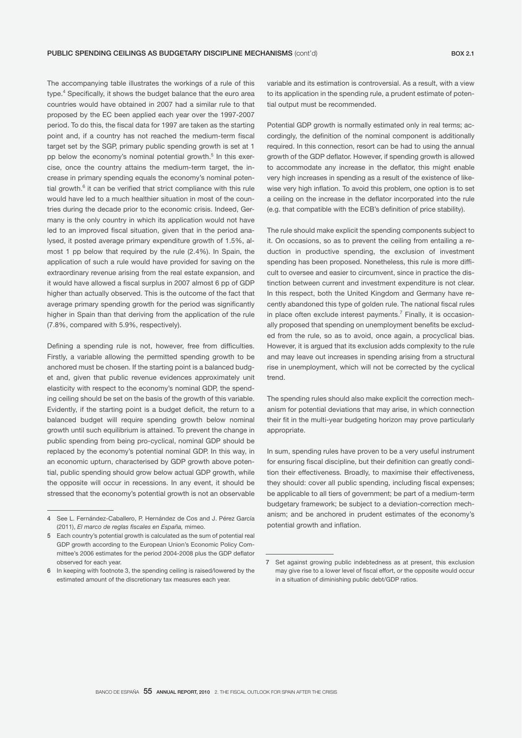## PUBLIC SPENDING CEILINGS AS BUDGETARY DISCIPLINE MECHANISMS (cont'd)

The accompanying table illustrates the workings of a rule of this type.[4] Specifically, it shows the budget balance that the euro area countries would have obtained in 2007 had a similar rule to that proposed by the EC been applied each year over the 1997-2007 period. To do this, the fiscal data for 1997 are taken as the starting point and, if a country has not reached the medium-term fiscal target set by the SGP, primary public spending growth is set at 1 pp below the economy's nominal potential growth.[5] In this exercise, once the country attains the medium-term target, the increase in primary spending equals the economy's nominal potential growth.[6] it can be verified that strict compliance with this rule would have led to a much healthier situation in most of the countries during the decade prior to the economic crisis. Indeed, Germany is the only country in which its application would not have led to an improved fiscal situation, given that in the period analysed, it posted average primary expenditure growth of 1.5%, almost 1 pp below that required by the rule (2.4%). In Spain, the application of such a rule would have provided for saving on the extraordinary revenue arising from the real estate expansion, and it would have allowed a fiscal surplus in 2007 almost 6 pp of GDP higher than actually observed. This is the outcome of the fact that average primary spending growth for the period was significantly higher in Spain than that deriving from the application of the rule (7.8%, compared with 5.9%, respectively).

Defining a spending rule is not, however, free from difficulties. Firstly, a variable allowing the permitted spending growth to be anchored must be chosen. If the starting point is a balanced budget and, given that public revenue evidences approximately unit elasticity with respect to the economy's nominal GDP, the spending ceiling should be set on the basis of the growth of this variable. Evidently, if the starting point is a budget deficit, the return to a balanced budget will require spending growth below nominal growth until such equilibrium is attained. To prevent the change in public spending from being pro-cyclical, nominal GDP should be replaced by the economy's potential nominal GDP. In this way, in an economic upturn, characterised by GDP growth above potential, public spending should grow below actual GDP growth, while the opposite will occur in recessions. In any event, it should be stressed that the economy's potential growth is not an observable variable and its estimation is controversial. As a result, with a view to its application in the spending rule, a prudent estimate of potential output must be recommended.

Potential GDP growth is normally estimated only in real terms; accordingly, the definition of the nominal component is additionally required. In this connection, resort can be had to using the annual growth of the GDP deflator. However, if spending growth is allowed to accommodate any increase in the deflator, this might enable very high increases in spending as a result of the existence of likewise very high inflation. To avoid this problem, one option is to set a ceiling on the increase in the deflator incorporated into the rule (e.g. that compatible with the ECB's definition of price stability).

The rule should make explicit the spending components subject to it. On occasions, so as to prevent the ceiling from entailing a reduction in productive spending, the exclusion of investment spending has been proposed. Nonetheless, this rule is more difficult to oversee and easier to circumvent, since in practice the distinction between current and investment expenditure is not clear. In this respect, both the United Kingdom and Germany have recently abandoned this type of golden rule. The national fiscal rules in place often exclude interest payments.[7] Finally, it is occasionally proposed that spending on unemployment benefits be excluded from the rule, so as to avoid, once again, a procyclical bias. However, it is argued that its exclusion adds complexity to the rule and may leave out increases in spending arising from a structural rise in unemployment, which will not be corrected by the cyclical trend.

The spending rules should also make explicit the correction mechanism for potential deviations that may arise, in which connection their fit in the multi-year budgeting horizon may prove particularly appropriate.

In sum, spending rules have proven to be a very useful instrument for ensuring fiscal discipline, but their definition can greatly condition their effectiveness. Broadly, to maximise their effectiveness, they should: cover all public spending, including fiscal expenses; be applicable to all tiers of government; be part of a medium-term budgetary framework; be subject to a deviation-correction mechanism; and be anchored in prudent estimates of the economy's potential growth and inflation.

---

4 See L. Fernández-Caballero, P. Hernández de Cos and J. Pérez García (2011), *El marco de reglas fiscales en España,* mimeo.

5 Each country's potential growth is calculated as the sum of potential real GDP growth according to the European Union's Economic Policy Committee's 2006 estimates for the period 2004-2008 plus the GDP deflator observed for each year.

6 In keeping with footnote 3, the spending ceiling is raised/lowered by the estimated amount of the discretionary tax measures each year.

7 Set against growing public indebtedness as at present, this exclusion may give rise to a lower level of fiscal effort, or the opposite would occur in a situation of diminishing public debt/GDP ratios.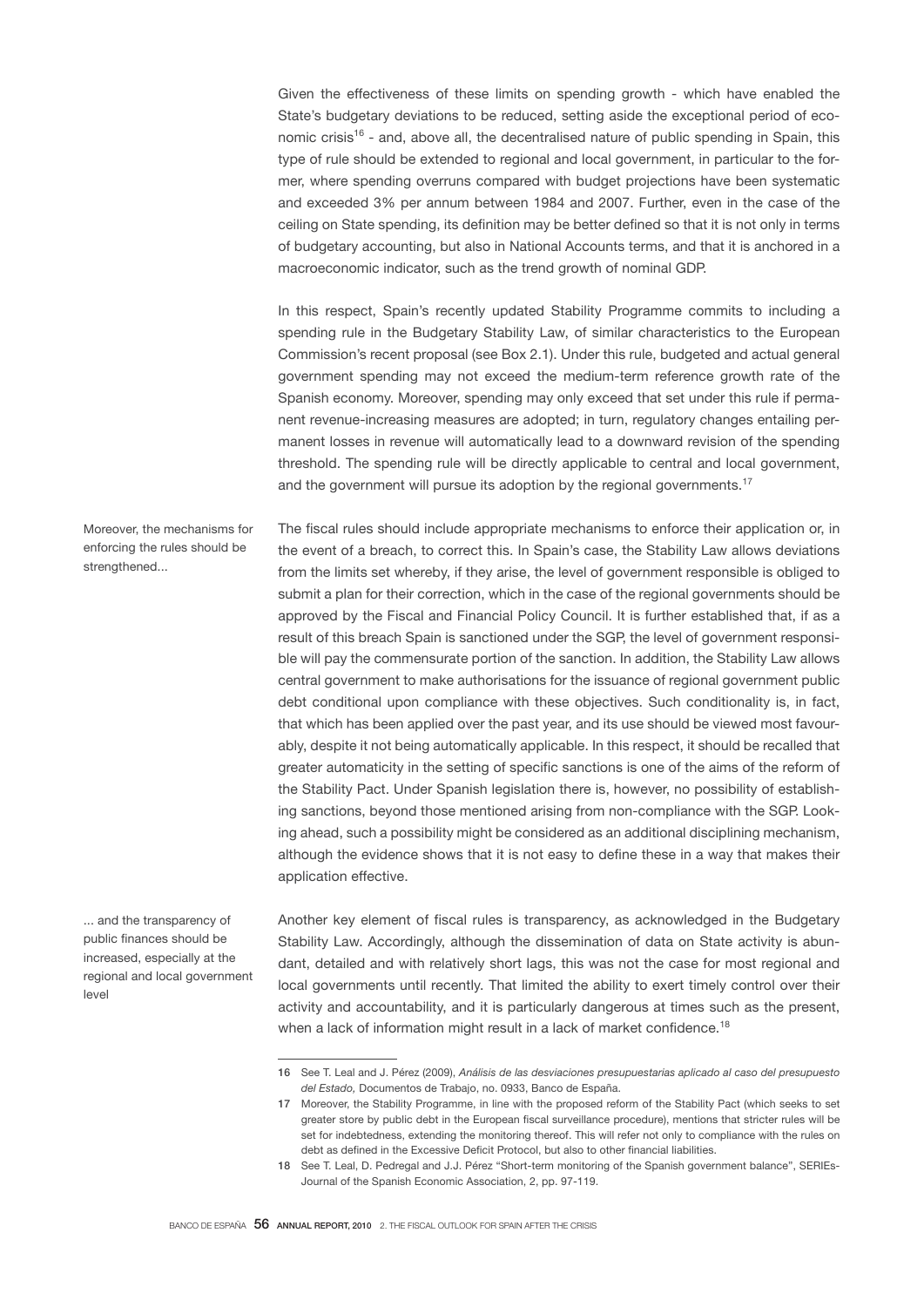Given the effectiveness of these limits on spending growth - which have enabled the State's budgetary deviations to be reduced, setting aside the exceptional period of economic crisis[16] - and, above all, the decentralised nature of public spending in Spain, this type of rule should be extended to regional and local government, in particular to the former, where spending overruns compared with budget projections have been systematic and exceeded 3% per annum between 1984 and 2007. Further, even in the case of the ceiling on State spending, its definition may be better defined so that it is not only in terms of budgetary accounting, but also in National Accounts terms, and that it is anchored in a macroeconomic indicator, such as the trend growth of nominal GDP.

In this respect, Spain's recently updated Stability Programme commits to including a spending rule in the Budgetary Stability Law, of similar characteristics to the European Commission's recent proposal (see Box 2.1). Under this rule, budgeted and actual general government spending may not exceed the medium-term reference growth rate of the Spanish economy. Moreover, spending may only exceed that set under this rule if permanent revenue-increasing measures are adopted; in turn, regulatory changes entailing permanent losses in revenue will automatically lead to a downward revision of the spending threshold. The spending rule will be directly applicable to central and local government, and the government will pursue its adoption by the regional governments.[17]

Moreover, the mechanisms for enforcing the rules should be strengthened...

The fiscal rules should include appropriate mechanisms to enforce their application or, in the event of a breach, to correct this. In Spain's case, the Stability Law allows deviations from the limits set whereby, if they arise, the level of government responsible is obliged to submit a plan for their correction, which in the case of the regional governments should be approved by the Fiscal and Financial Policy Council. It is further established that, if as a result of this breach Spain is sanctioned under the SGP, the level of government responsible will pay the commensurate portion of the sanction. In addition, the Stability Law allows central government to make authorisations for the issuance of regional government public debt conditional upon compliance with these objectives. Such conditionality is, in fact, that which has been applied over the past year, and its use should be viewed most favourably, despite it not being automatically applicable. In this respect, it should be recalled that greater automaticity in the setting of specific sanctions is one of the aims of the reform of the Stability Pact. Under Spanish legislation there is, however, no possibility of establishing sanctions, beyond those mentioned arising from non-compliance with the SGP. Looking ahead, such a possibility might be considered as an additional disciplining mechanism, although the evidence shows that it is not easy to define these in a way that makes their application effective.

... and the transparency of public finances should be increased, especially at the regional and local government level

Another key element of fiscal rules is transparency, as acknowledged in the Budgetary Stability Law. Accordingly, although the dissemination of data on State activity is abundant, detailed and with relatively short lags, this was not the case for most regional and local governments until recently. That limited the ability to exert timely control over their activity and accountability, and it is particularly dangerous at times such as the present, when a lack of information might result in a lack of market confidence.[18]

---

16 See T. Leal and J. Pérez (2009), *Análisis de las desviaciones presupuestarias aplicado al caso del presupuesto del Estado,* Documentos de Trabajo, no. 0933, Banco de España.

17 Moreover, the Stability Programme, in line with the proposed reform of the Stability Pact (which seeks to set greater store by public debt in the European fiscal surveillance procedure), mentions that stricter rules will be set for indebtedness, extending the monitoring thereof. This will refer not only to compliance with the rules on debt as defined in the Excessive Deficit Protocol, but also to other financial liabilities.

18 See T. Leal, D. Pedregal and J.J. Pérez "Short-term monitoring of the Spanish government balance", SERIEs-Journal of the Spanish Economic Association, 2, pp. 97-119.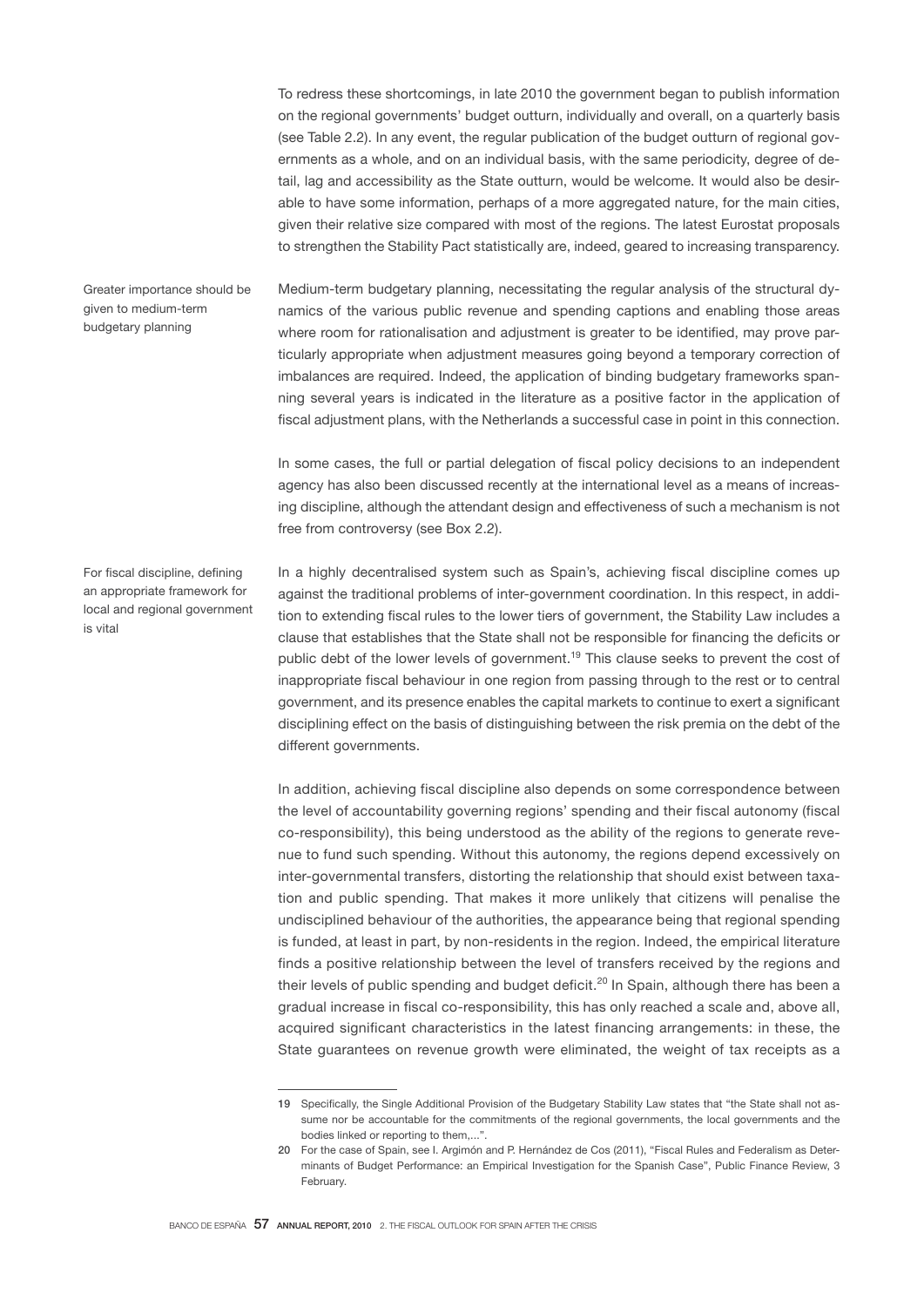To redress these shortcomings, in late 2010 the government began to publish information on the regional governments' budget outturn, individually and overall, on a quarterly basis (see Table 2.2). In any event, the regular publication of the budget outturn of regional governments as a whole, and on an individual basis, with the same periodicity, degree of detail, lag and accessibility as the State outturn, would be welcome. It would also be desirable to have some information, perhaps of a more aggregated nature, for the main cities, given their relative size compared with most of the regions. The latest Eurostat proposals to strengthen the Stability Pact statistically are, indeed, geared to increasing transparency.

*Greater importance should be given to medium-term budgetary planning*

Medium-term budgetary planning, necessitating the regular analysis of the structural dynamics of the various public revenue and spending captions and enabling those areas where room for rationalisation and adjustment is greater to be identified, may prove particularly appropriate when adjustment measures going beyond a temporary correction of imbalances are required. Indeed, the application of binding budgetary frameworks spanning several years is indicated in the literature as a positive factor in the application of fiscal adjustment plans, with the Netherlands a successful case in point in this connection.

In some cases, the full or partial delegation of fiscal policy decisions to an independent agency has also been discussed recently at the international level as a means of increasing discipline, although the attendant design and effectiveness of such a mechanism is not free from controversy (see Box 2.2).

*For fiscal discipline, defining an appropriate framework for local and regional government is vital*

In a highly decentralised system such as Spain's, achieving fiscal discipline comes up against the traditional problems of inter-government coordination. In this respect, in addition to extending fiscal rules to the lower tiers of government, the Stability Law includes a clause that establishes that the State shall not be responsible for financing the deficits or public debt of the lower levels of government.[19] This clause seeks to prevent the cost of inappropriate fiscal behaviour in one region from passing through to the rest or to central government, and its presence enables the capital markets to continue to exert a significant disciplining effect on the basis of distinguishing between the risk premia on the debt of the different governments.

In addition, achieving fiscal discipline also depends on some correspondence between the level of accountability governing regions' spending and their fiscal autonomy (fiscal co-responsibility), this being understood as the ability of the regions to generate revenue to fund such spending. Without this autonomy, the regions depend excessively on inter-governmental transfers, distorting the relationship that should exist between taxation and public spending. That makes it more unlikely that citizens will penalise the undisciplined behaviour of the authorities, the appearance being that regional spending is funded, at least in part, by non-residents in the region. Indeed, the empirical literature finds a positive relationship between the level of transfers received by the regions and their levels of public spending and budget deficit.[20] In Spain, although there has been a gradual increase in fiscal co-responsibility, this has only reached a scale and, above all, acquired significant characteristics in the latest financing arrangements: in these, the State guarantees on revenue growth were eliminated, the weight of tax receipts as a

---

19 Specifically, the Single Additional Provision of the Budgetary Stability Law states that "the State shall not assume nor be accountable for the commitments of the regional governments, the local governments and the bodies linked or reporting to them,...".

20 For the case of Spain, see I. Argimón and P. Hernández de Cos (2011), "Fiscal Rules and Federalism as Determinants of Budget Performance: an Empirical Investigation for the Spanish Case", Public Finance Review, 3 February.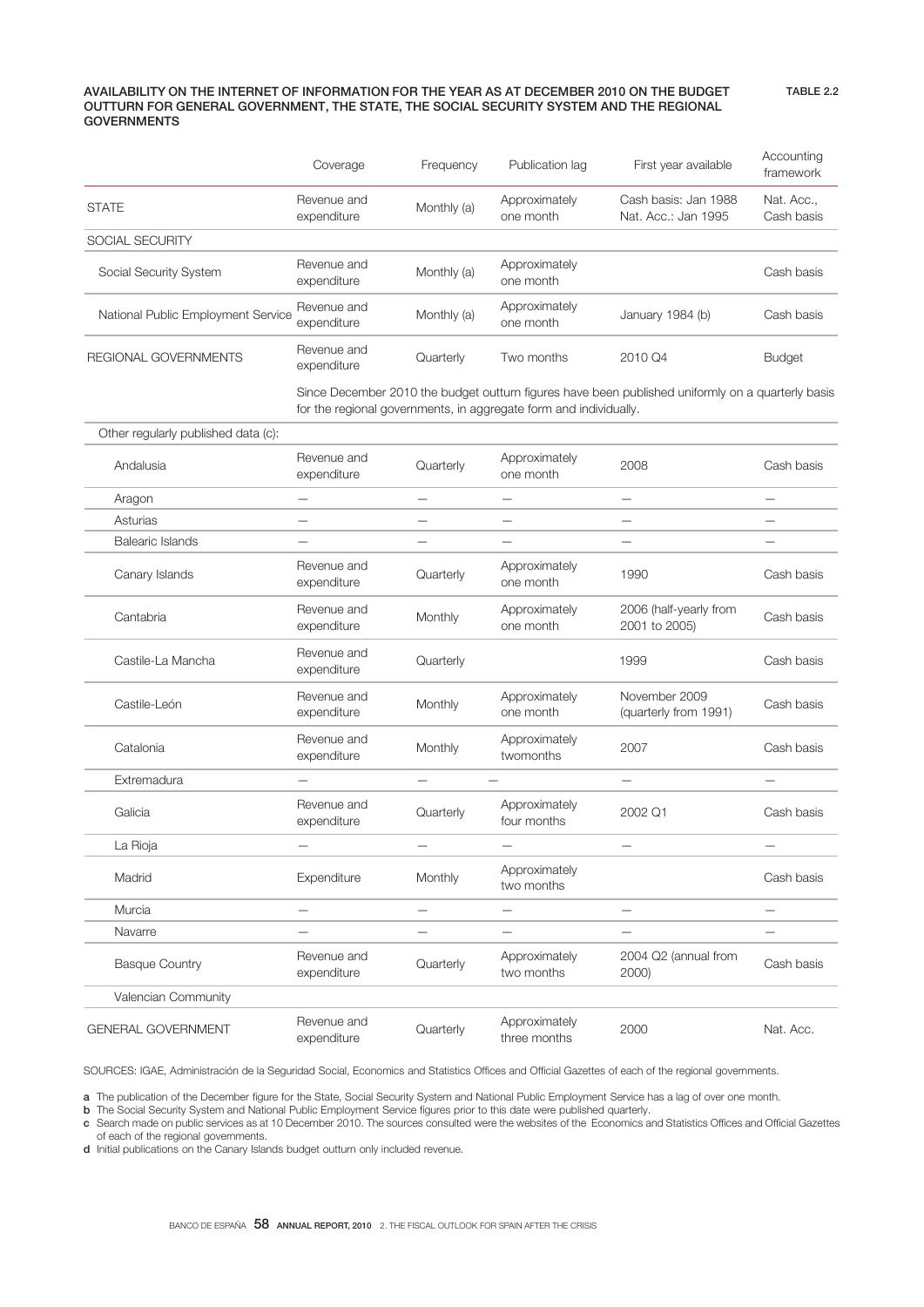**AVAILABILITY ON THE INTERNET OF INFORMATION FOR THE YEAR AS AT DECEMBER 2010 ON THE BUDGET OUTTURN FOR GENERAL GOVERNMENT, THE STATE, THE SOCIAL SECURITY SYSTEM AND THE REGIONAL GOVERNMENTS**

TABLE 2.2

| | Coverage | Frequency | Publication lag | First year available | Accounting framework |
|---|---|---|---|---|---|
| STATE | Revenue and expenditure | Monthly (a) | Approximately one month | Cash basis: Jan 1988 Nat. Acc.: Jan 1995 | Nat. Acc., Cash basis |
| SOCIAL SECURITY | | | | | |
| Social Security System | Revenue and expenditure | Monthly (a) | Approximately one month | | Cash basis |
| National Public Employment Service | Revenue and expenditure | Monthly (a) | Approximately one month | January 1984 (b) | Cash basis |
| REGIONAL GOVERNMENTS | Revenue and expenditure | Quarterly | Two months | 2010 Q4 | Budget |
| | Since December 2010 the budget outturn figures have been published uniformly on a quarterly basis for the regional governments, in aggregate form and individually. | | | | |
| Other regularly published data (c): | | | | | |
| Andalusia | Revenue and expenditure | Quarterly | Approximately one month | 2008 | Cash basis |
| Aragon | — | — | — | — | — |
| Asturias | — | — | — | — | — |
| Balearic Islands | — | — | — | — | — |
| Canary Islands | Revenue and expenditure | Quarterly | Approximately one month | 1990 | Cash basis |
| Cantabria | Revenue and expenditure | Monthly | Approximately one month | 2006 (half-yearly from 2001 to 2005) | Cash basis |
| Castile-La Mancha | Revenue and expenditure | Quarterly | | 1999 | Cash basis |
| Castile-León | Revenue and expenditure | Monthly | Approximately one month | November 2009 (quarterly from 1991) | Cash basis |
| Catalonia | Revenue and expenditure | Monthly | Approximately twomonths | 2007 | Cash basis |
| Extremadura | — | — | — | — | — |
| Galicia | Revenue and expenditure | Quarterly | Approximately four months | 2002 Q1 | Cash basis |
| La Rioja | — | — | — | — | — |
| Madrid | Expenditure | Monthly | Approximately two months | | Cash basis |
| Murcia | — | — | — | — | — |
| Navarre | — | — | — | — | — |
| Basque Country | Revenue and expenditure | Quarterly | Approximately two months | 2004 Q2 (annual from 2000) | Cash basis |
| Valencian Community | | | | | |
| GENERAL GOVERNMENT | Revenue and expenditure | Quarterly | Approximately three months | 2000 | Nat. Acc. |

SOURCES: IGAE, Administración de la Seguridad Social, Economics and Statistics Offices and Official Gazettes of each of the regional governments.

a The publication of the December figure for the State, Social Security System and National Public Employment Service has a lag of over one month.
b The Social Security System and National Public Employment Service figures prior to this date were published quarterly.
c Search made on public services as at 10 December 2010. The sources consulted were the websites of the Economics and Statistics Offices and Official Gazettes of each of the regional governments.
d Initial publications on the Canary Islands budget outturn only included revenue.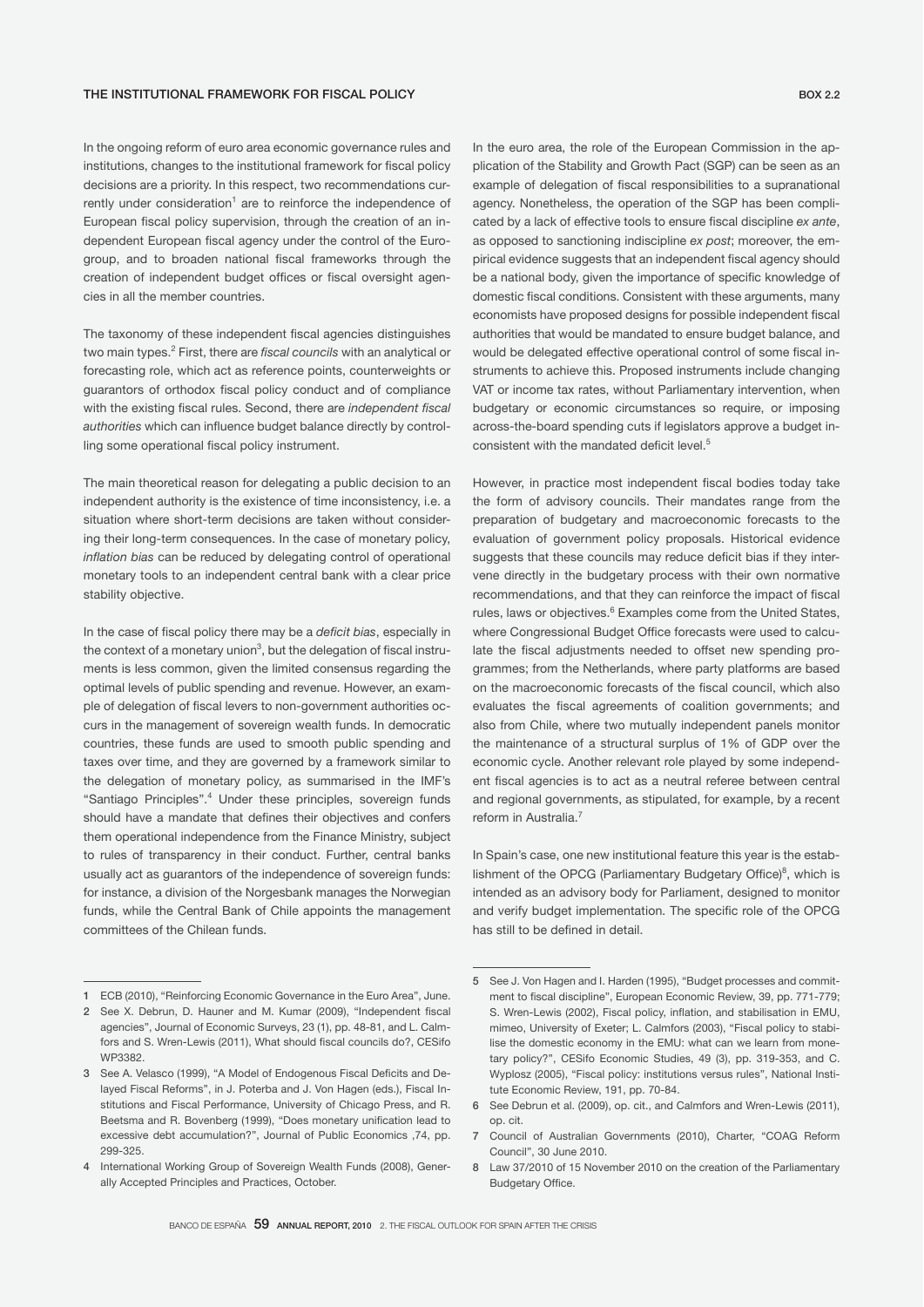## THE INSTITUTIONAL FRAMEWORK FOR FISCAL POLICY

BOX 2.2

In the ongoing reform of euro area economic governance rules and institutions, changes to the institutional framework for fiscal policy decisions are a priority. In this respect, two recommendations currently under consideration[1] are to reinforce the independence of European fiscal policy supervision, through the creation of an independent European fiscal agency under the control of the Eurogroup, and to broaden national fiscal frameworks through the creation of independent budget offices or fiscal oversight agencies in all the member countries.

The taxonomy of these independent fiscal agencies distinguishes two main types.[2] First, there are *fiscal councils* with an analytical or forecasting role, which act as reference points, counterweights or guarantors of orthodox fiscal policy conduct and of compliance with the existing fiscal rules. Second, there are *independent fiscal authorities* which can influence budget balance directly by controlling some operational fiscal policy instrument.

The main theoretical reason for delegating a public decision to an independent authority is the existence of time inconsistency, i.e. a situation where short-term decisions are taken without considering their long-term consequences. In the case of monetary policy, *inflation bias* can be reduced by delegating control of operational monetary tools to an independent central bank with a clear price stability objective.

In the case of fiscal policy there may be a *deficit bias*, especially in the context of a monetary union[3], but the delegation of fiscal instruments is less common, given the limited consensus regarding the optimal levels of public spending and revenue. However, an example of delegation of fiscal levers to non-government authorities occurs in the management of sovereign wealth funds. In democratic countries, these funds are used to smooth public spending and taxes over time, and they are governed by a framework similar to the delegation of monetary policy, as summarised in the IMF's "Santiago Principles".[4] Under these principles, sovereign funds should have a mandate that defines their objectives and confers them operational independence from the Finance Ministry, subject to rules of transparency in their conduct. Further, central banks usually act as guarantors of the independence of sovereign funds: for instance, a division of the Norgesbank manages the Norwegian funds, while the Central Bank of Chile appoints the management committees of the Chilean funds.

In the euro area, the role of the European Commission in the application of the Stability and Growth Pact (SGP) can be seen as an example of delegation of fiscal responsibilities to a supranational agency. Nonetheless, the operation of the SGP has been complicated by a lack of effective tools to ensure fiscal discipline *ex ante*, as opposed to sanctioning indiscipline *ex post*; moreover, the empirical evidence suggests that an independent fiscal agency should be a national body, given the importance of specific knowledge of domestic fiscal conditions. Consistent with these arguments, many economists have proposed designs for possible independent fiscal authorities that would be mandated to ensure budget balance, and would be delegated effective operational control of some fiscal instruments to achieve this. Proposed instruments include changing VAT or income tax rates, without Parliamentary intervention, when budgetary or economic circumstances so require, or imposing across-the-board spending cuts if legislators approve a budget inconsistent with the mandated deficit level.[5]

However, in practice most independent fiscal bodies today take the form of advisory councils. Their mandates range from the preparation of budgetary and macroeconomic forecasts to the evaluation of government policy proposals. Historical evidence suggests that these councils may reduce deficit bias if they intervene directly in the budgetary process with their own normative recommendations, and that they can reinforce the impact of fiscal rules, laws or objectives.[6] Examples come from the United States, where Congressional Budget Office forecasts were used to calculate the fiscal adjustments needed to offset new spending programmes; from the Netherlands, where party platforms are based on the macroeconomic forecasts of the fiscal council, which also evaluates the fiscal agreements of coalition governments; and also from Chile, where two mutually independent panels monitor the maintenance of a structural surplus of 1% of GDP over the economic cycle. Another relevant role played by some independent fiscal agencies is to act as a neutral referee between central and regional governments, as stipulated, for example, by a recent reform in Australia.[7]

In Spain's case, one new institutional feature this year is the establishment of the OPCG (Parliamentary Budgetary Office)[8], which is intended as an advisory body for Parliament, designed to monitor and verify budget implementation. The specific role of the OPCG has still to be defined in detail.

---

1 ECB (2010), "Reinforcing Economic Governance in the Euro Area", June.

2 See X. Debrun, D. Hauner and M. Kumar (2009), "Independent fiscal agencies", Journal of Economic Surveys, 23 (1), pp. 48-81, and L. Calmfors and S. Wren-Lewis (2011), What should fiscal councils do?, CESifo WP3382.

3 See A. Velasco (1999), "A Model of Endogenous Fiscal Deficits and Delayed Fiscal Reforms", in J. Poterba and J. Von Hagen (eds.), Fiscal Institutions and Fiscal Performance, University of Chicago Press, and R. Beetsma and R. Bovenberg (1999), "Does monetary unification lead to excessive debt accumulation?", Journal of Public Economics ,74, pp. 299-325.

4 International Working Group of Sovereign Wealth Funds (2008), Generally Accepted Principles and Practices, October.

5 See J. Von Hagen and I. Harden (1995), "Budget processes and commitment to fiscal discipline", European Economic Review, 39, pp. 771-779; S. Wren-Lewis (2002), Fiscal policy, inflation, and stabilisation in EMU, mimeo, University of Exeter; L. Calmfors (2003), "Fiscal policy to stabilise the domestic economy in the EMU: what can we learn from monetary policy?", CESifo Economic Studies, 49 (3), pp. 319-353, and C. Wyplosz (2005), "Fiscal policy: institutions versus rules", National Institute Economic Review, 191, pp. 70-84.

6 See Debrun et al. (2009), op. cit., and Calmfors and Wren-Lewis (2011), op. cit.

7 Council of Australian Governments (2010), Charter, "COAG Reform Council", 30 June 2010.

8 Law 37/2010 of 15 November 2010 on the creation of the Parliamentary Budgetary Office.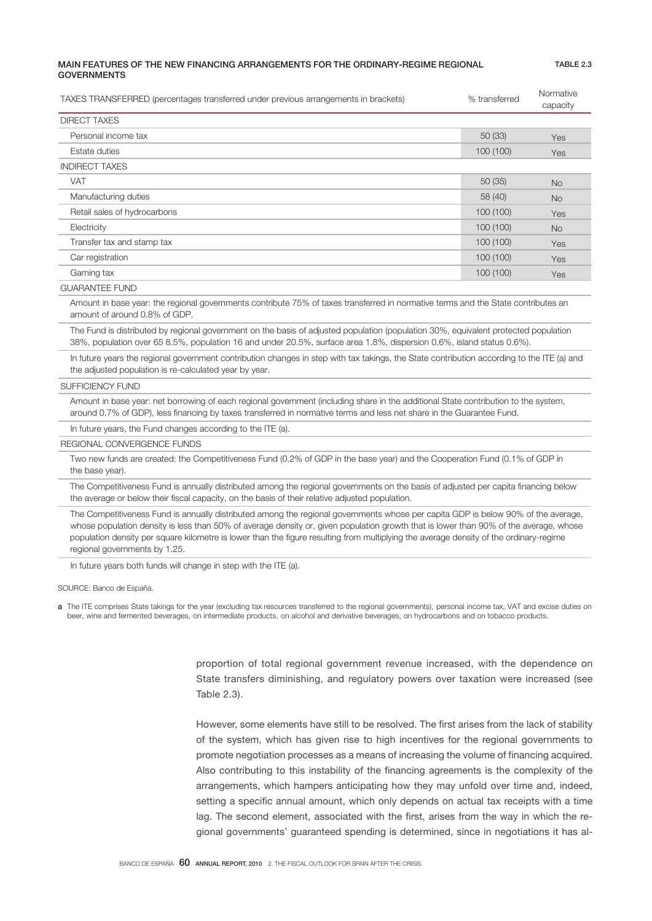**MAIN FEATURES OF THE NEW FINANCING ARRANGEMENTS FOR THE ORDINARY-REGIME REGIONAL GOVERNMENTS** — TABLE 2.3

| TAXES TRANSFERRED (percentages transferred under previous arrangements in brackets) | % transferred | Normative capacity |
|---|---|---|
| DIRECT TAXES | | |
| Personal income tax | 50 (33) | Yes |
| Estate duties | 100 (100) | Yes |
| INDIRECT TAXES | | |
| VAT | 50 (35) | No |
| Manufacturing duties | 58 (40) | No |
| Retail sales of hydrocarbons | 100 (100) | Yes |
| Electricity | 100 (100) | No |
| Transfer tax and stamp tax | 100 (100) | Yes |
| Car registration | 100 (100) | Yes |
| Gaming tax | 100 (100) | Yes |
| GUARANTEE FUND | | |
| Amount in base year: the regional governments contribute 75% of taxes transferred in normative terms and the State contributes an amount of around 0.8% of GDP. | | |
| The Fund is distributed by regional government on the basis of adjusted population (population 30%, equivalent protected population 38%, population over 65 8.5%, population 16 and under 20.5%, surface area 1.8%, dispersion 0.6%, island status 0.6%). | | |
| In future years the regional government contribution changes in step with tax takings, the State contribution according to the ITE (a) and the adjusted population is re-calculated year by year. | | |
| SUFFICIENCY FUND | | |
| Amount in base year: net borrowing of each regional government (including share in the additional State contribution to the system, around 0.7% of GDP), less financing by taxes transferred in normative terms and less net share in the Guarantee Fund. | | |
| In future years, the Fund changes according to the ITE (a). | | |
| REGIONAL CONVERGENCE FUNDS | | |
| Two new funds are created: the Competitiveness Fund (0.2% of GDP in the base year) and the Cooperation Fund (0.1% of GDP in the base year). | | |
| The Competitiveness Fund is annually distributed among the regional governments on the basis of adjusted per capita financing below the average or below their fiscal capacity, on the basis of their relative adjusted population. | | |
| The Competitiveness Fund is annually distributed among the regional governments whose per capita GDP is below 90% of the average, whose population density is less than 50% of average density or, given population growth that is lower than 90% of the average, whose population density per square kilometre is lower than the figure resulting from multiplying the average density of the ordinary-regime regional governments by 1.25. | | |
| In future years both funds will change in step with the ITE (a). | | |

SOURCE: Banco de España.

a The ITE comprises State takings for the year (excluding tax resources transferred to the regional governments), personal income tax, VAT and excise duties on beer, wine and fermented beverages, on intermediate products, on alcohol and derivative beverages, on hydrocarbons and on tobacco products.

proportion of total regional government revenue increased, with the dependence on State transfers diminishing, and regulatory powers over taxation were increased (see Table 2.3).

However, some elements have still to be resolved. The first arises from the lack of stability of the system, which has given rise to high incentives for the regional governments to promote negotiation processes as a means of increasing the volume of financing acquired. Also contributing to this instability of the financing agreements is the complexity of the arrangements, which hampers anticipating how they may unfold over time and, indeed, setting a specific annual amount, which only depends on actual tax receipts with a time lag. The second element, associated with the first, arises from the way in which the regional governments' guaranteed spending is determined, since in negotiations it has al-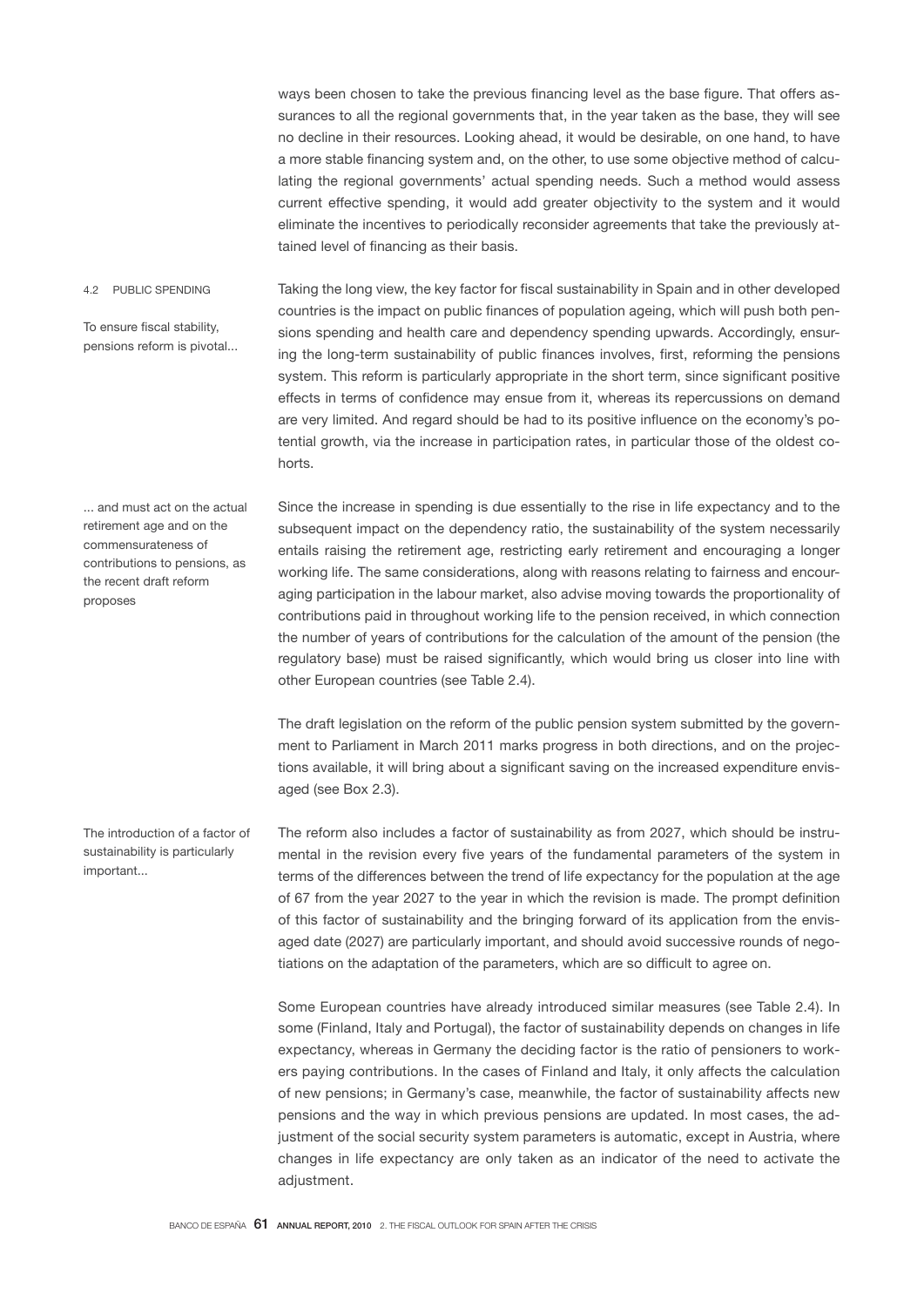ways been chosen to take the previous financing level as the base figure. That offers assurances to all the regional governments that, in the year taken as the base, they will see no decline in their resources. Looking ahead, it would be desirable, on one hand, to have a more stable financing system and, on the other, to use some objective method of calculating the regional governments' actual spending needs. Such a method would assess current effective spending, it would add greater objectivity to the system and it would eliminate the incentives to periodically reconsider agreements that take the previously attained level of financing as their basis.

### 4.2 PUBLIC SPENDING

*To ensure fiscal stability, pensions reform is pivotal...*

Taking the long view, the key factor for fiscal sustainability in Spain and in other developed countries is the impact on public finances of population ageing, which will push both pensions spending and health care and dependency spending upwards. Accordingly, ensuring the long-term sustainability of public finances involves, first, reforming the pensions system. This reform is particularly appropriate in the short term, since significant positive effects in terms of confidence may ensue from it, whereas its repercussions on demand are very limited. And regard should be had to its positive influence on the economy's potential growth, via the increase in participation rates, in particular those of the oldest cohorts.

*... and must act on the actual retirement age and on the commensurateness of contributions to pensions, as the recent draft reform proposes*

Since the increase in spending is due essentially to the rise in life expectancy and to the subsequent impact on the dependency ratio, the sustainability of the system necessarily entails raising the retirement age, restricting early retirement and encouraging a longer working life. The same considerations, along with reasons relating to fairness and encouraging participation in the labour market, also advise moving towards the proportionality of contributions paid in throughout working life to the pension received, in which connection the number of years of contributions for the calculation of the amount of the pension (the regulatory base) must be raised significantly, which would bring us closer into line with other European countries (see Table 2.4).

The draft legislation on the reform of the public pension system submitted by the government to Parliament in March 2011 marks progress in both directions, and on the projections available, it will bring about a significant saving on the increased expenditure envisaged (see Box 2.3).

*The introduction of a factor of sustainability is particularly important...*

The reform also includes a factor of sustainability as from 2027, which should be instrumental in the revision every five years of the fundamental parameters of the system in terms of the differences between the trend of life expectancy for the population at the age of 67 from the year 2027 to the year in which the revision is made. The prompt definition of this factor of sustainability and the bringing forward of its application from the envisaged date (2027) are particularly important, and should avoid successive rounds of negotiations on the adaptation of the parameters, which are so difficult to agree on.

Some European countries have already introduced similar measures (see Table 2.4). In some (Finland, Italy and Portugal), the factor of sustainability depends on changes in life expectancy, whereas in Germany the deciding factor is the ratio of pensioners to workers paying contributions. In the cases of Finland and Italy, it only affects the calculation of new pensions; in Germany's case, meanwhile, the factor of sustainability affects new pensions and the way in which previous pensions are updated. In most cases, the adjustment of the social security system parameters is automatic, except in Austria, where changes in life expectancy are only taken as an indicator of the need to activate the adjustment.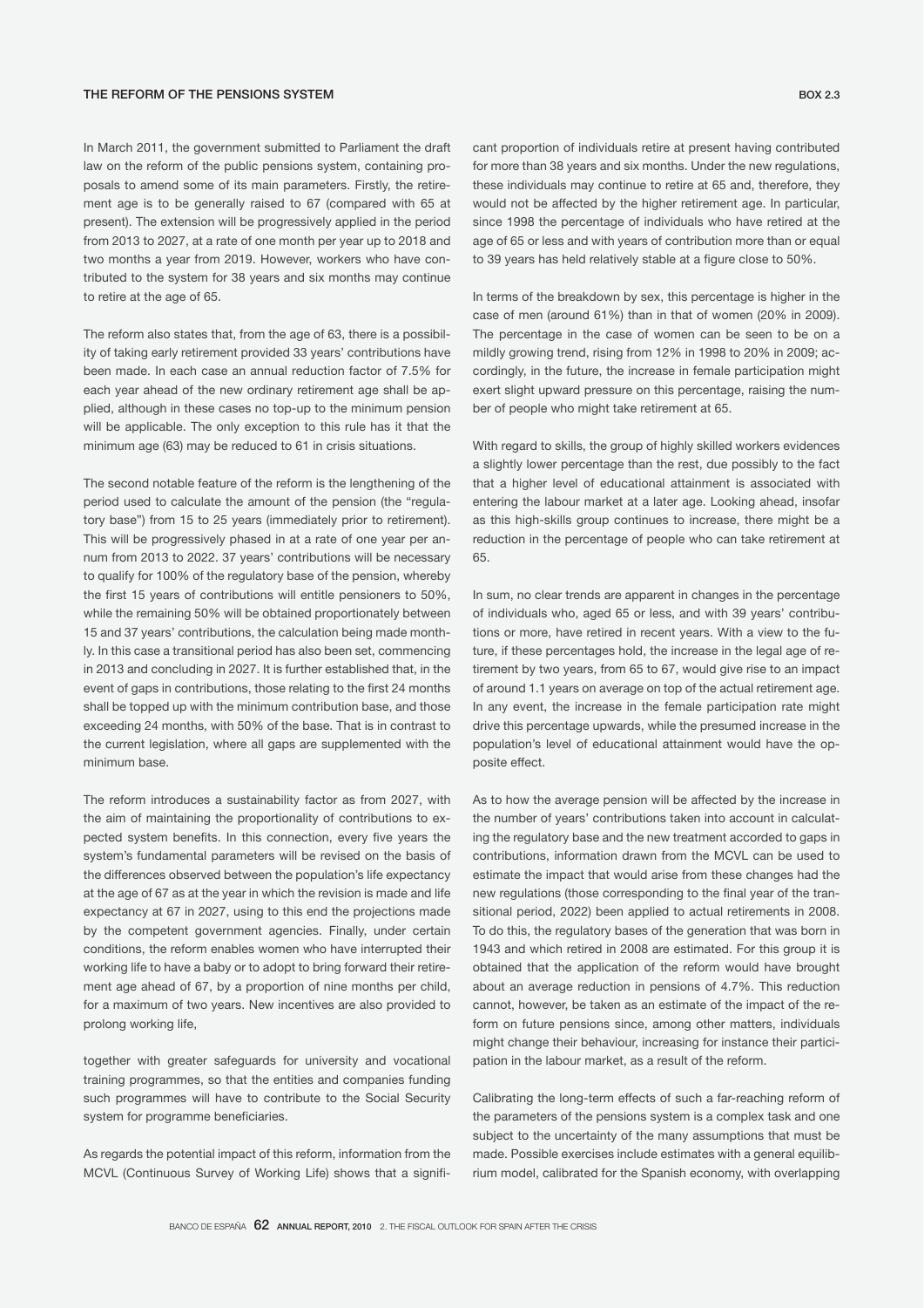## THE REFORM OF THE PENSIONS SYSTEM

BOX 2.3

In March 2011, the government submitted to Parliament the draft law on the reform of the public pensions system, containing proposals to amend some of its main parameters. Firstly, the retirement age is to be generally raised to 67 (compared with 65 at present). The extension will be progressively applied in the period from 2013 to 2027, at a rate of one month per year up to 2018 and two months a year from 2019. However, workers who have contributed to the system for 38 years and six months may continue to retire at the age of 65.

The reform also states that, from the age of 63, there is a possibility of taking early retirement provided 33 years' contributions have been made. In each case an annual reduction factor of 7.5% for each year ahead of the new ordinary retirement age shall be applied, although in these cases no top-up to the minimum pension will be applicable. The only exception to this rule has it that the minimum age (63) may be reduced to 61 in crisis situations.

The second notable feature of the reform is the lengthening of the period used to calculate the amount of the pension (the "regulatory base") from 15 to 25 years (immediately prior to retirement). This will be progressively phased in at a rate of one year per annum from 2013 to 2022. 37 years' contributions will be necessary to qualify for 100% of the regulatory base of the pension, whereby the first 15 years of contributions will entitle pensioners to 50%, while the remaining 50% will be obtained proportionately between 15 and 37 years' contributions, the calculation being made monthly. In this case a transitional period has also been set, commencing in 2013 and concluding in 2027. It is further established that, in the event of gaps in contributions, those relating to the first 24 months shall be topped up with the minimum contribution base, and those exceeding 24 months, with 50% of the base. That is in contrast to the current legislation, where all gaps are supplemented with the minimum base.

The reform introduces a sustainability factor as from 2027, with the aim of maintaining the proportionality of contributions to expected system benefits. In this connection, every five years the system's fundamental parameters will be revised on the basis of the differences observed between the population's life expectancy at the age of 67 as at the year in which the revision is made and life expectancy at 67 in 2027, using to this end the projections made by the competent government agencies. Finally, under certain conditions, the reform enables women who have interrupted their working life to have a baby or to adopt to bring forward their retirement age ahead of 67, by a proportion of nine months per child, for a maximum of two years. New incentives are also provided to prolong working life,

together with greater safeguards for university and vocational training programmes, so that the entities and companies funding such programmes will have to contribute to the Social Security system for programme beneficiaries.

As regards the potential impact of this reform, information from the MCVL (Continuous Survey of Working Life) shows that a significant proportion of individuals retire at present having contributed for more than 38 years and six months. Under the new regulations, these individuals may continue to retire at 65 and, therefore, they would not be affected by the higher retirement age. In particular, since 1998 the percentage of individuals who have retired at the age of 65 or less and with years of contribution more than or equal to 39 years has held relatively stable at a figure close to 50%.

In terms of the breakdown by sex, this percentage is higher in the case of men (around 61%) than in that of women (20% in 2009). The percentage in the case of women can be seen to be on a mildly growing trend, rising from 12% in 1998 to 20% in 2009; accordingly, in the future, the increase in female participation might exert slight upward pressure on this percentage, raising the number of people who might take retirement at 65.

With regard to skills, the group of highly skilled workers evidences a slightly lower percentage than the rest, due possibly to the fact that a higher level of educational attainment is associated with entering the labour market at a later age. Looking ahead, insofar as this high-skills group continues to increase, there might be a reduction in the percentage of people who can take retirement at 65.

In sum, no clear trends are apparent in changes in the percentage of individuals who, aged 65 or less, and with 39 years' contributions or more, have retired in recent years. With a view to the future, if these percentages hold, the increase in the legal age of retirement by two years, from 65 to 67, would give rise to an impact of around 1.1 years on average on top of the actual retirement age. In any event, the increase in the female participation rate might drive this percentage upwards, while the presumed increase in the population's level of educational attainment would have the opposite effect.

As to how the average pension will be affected by the increase in the number of years' contributions taken into account in calculating the regulatory base and the new treatment accorded to gaps in contributions, information drawn from the MCVL can be used to estimate the impact that would arise from these changes had the new regulations (those corresponding to the final year of the transitional period, 2022) been applied to actual retirements in 2008. To do this, the regulatory bases of the generation that was born in 1943 and which retired in 2008 are estimated. For this group it is obtained that the application of the reform would have brought about an average reduction in pensions of 4.7%. This reduction cannot, however, be taken as an estimate of the impact of the reform on future pensions since, among other matters, individuals might change their behaviour, increasing for instance their participation in the labour market, as a result of the reform.

Calibrating the long-term effects of such a far-reaching reform of the parameters of the pensions system is a complex task and one subject to the uncertainty of the many assumptions that must be made. Possible exercises include estimates with a general equilibrium model, calibrated for the Spanish economy, with overlapping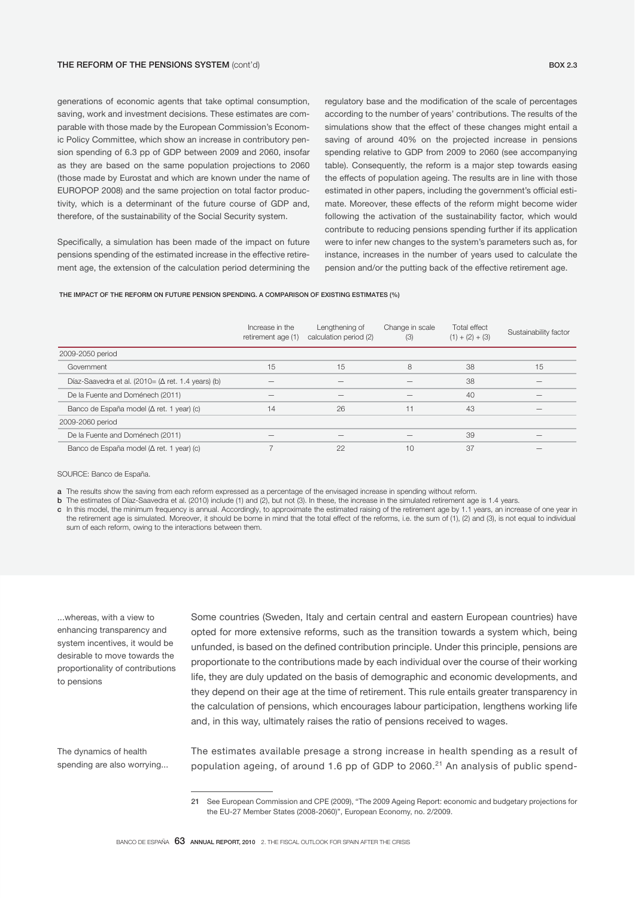### THE REFORM OF THE PENSIONS SYSTEM (cont'd)

generations of economic agents that take optimal consumption, saving, work and investment decisions. These estimates are comparable with those made by the European Commission's Economic Policy Committee, which show an increase in contributory pension spending of 6.3 pp of GDP between 2009 and 2060, insofar as they are based on the same population projections to 2060 (those made by Eurostat and which are known under the name of EUROPOP 2008) and the same projection on total factor productivity, which is a determinant of the future course of GDP and, therefore, of the sustainability of the Social Security system.

Specifically, a simulation has been made of the impact on future pensions spending of the estimated increase in the effective retirement age, the extension of the calculation period determining the regulatory base and the modification of the scale of percentages according to the number of years' contributions. The results of the simulations show that the effect of these changes might entail a saving of around 40% on the projected increase in pensions spending relative to GDP from 2009 to 2060 (see accompanying table). Consequently, the reform is a major step towards easing the effects of population ageing. The results are in line with those estimated in other papers, including the government's official estimate. Moreover, these effects of the reform might become wider following the activation of the sustainability factor, which would contribute to reducing pensions spending further if its application were to infer new changes to the system's parameters such as, for instance, increases in the number of years used to calculate the pension and/or the putting back of the effective retirement age.

THE IMPACT OF THE REFORM ON FUTURE PENSION SPENDING. A COMPARISON OF EXISTING ESTIMATES (%)

| | Increase in the retirement age (1) | Lengthening of calculation period (2) | Change in scale (3) | Total effect (1) + (2) + (3) | Sustainability factor |
|---|---|---|---|---|---|
| 2009-2050 period | | | | | |
| Government | 15 | 15 | 8 | 38 | 15 |
| Díaz-Saavedra et al. (2010= (Δ ret. 1.4 years) (b) | — | — | — | 38 | — |
| De la Fuente and Doménech (2011) | — | — | — | 40 | — |
| Banco de España model (Δ ret. 1 year) (c) | 14 | 26 | 11 | 43 | — |
| 2009-2060 period | | | | | |
| De la Fuente and Doménech (2011) | — | — | — | 39 | — |
| Banco de España model (Δ ret. 1 year) (c) | 7 | 22 | 10 | 37 | — |

SOURCE: Banco de España.

a The results show the saving from each reform expressed as a percentage of the envisaged increase in spending without reform.

b The estimates of Díaz-Saavedra et al. (2010) include (1) and (2), but not (3). In these, the increase in the simulated retirement age is 1.4 years.

c In this model, the minimum frequency is annual. Accordingly, to approximate the estimated raising of the retirement age by 1.1 years, an increase of one year in the retirement age is simulated. Moreover, it should be borne in mind that the total effect of the reforms, i.e. the sum of (1), (2) and (3), is not equal to individual sum of each reform, owing to the interactions between them.

...whereas, with a view to enhancing transparency and system incentives, it would be desirable to move towards the proportionality of contributions to pensions

Some countries (Sweden, Italy and certain central and eastern European countries) have opted for more extensive reforms, such as the transition towards a system which, being unfunded, is based on the defined contribution principle. Under this principle, pensions are proportionate to the contributions made by each individual over the course of their working life, they are duly updated on the basis of demographic and economic developments, and they depend on their age at the time of retirement. This rule entails greater transparency in the calculation of pensions, which encourages labour participation, lengthens working life and, in this way, ultimately raises the ratio of pensions received to wages.

The dynamics of health spending are also worrying...

The estimates available presage a strong increase in health spending as a result of population ageing, of around 1.6 pp of GDP to 2060.[21] An analysis of public spend-

21 See European Commission and CPE (2009), "The 2009 Ageing Report: economic and budgetary projections for the EU-27 Member States (2008-2060)", European Economy, no. 2/2009.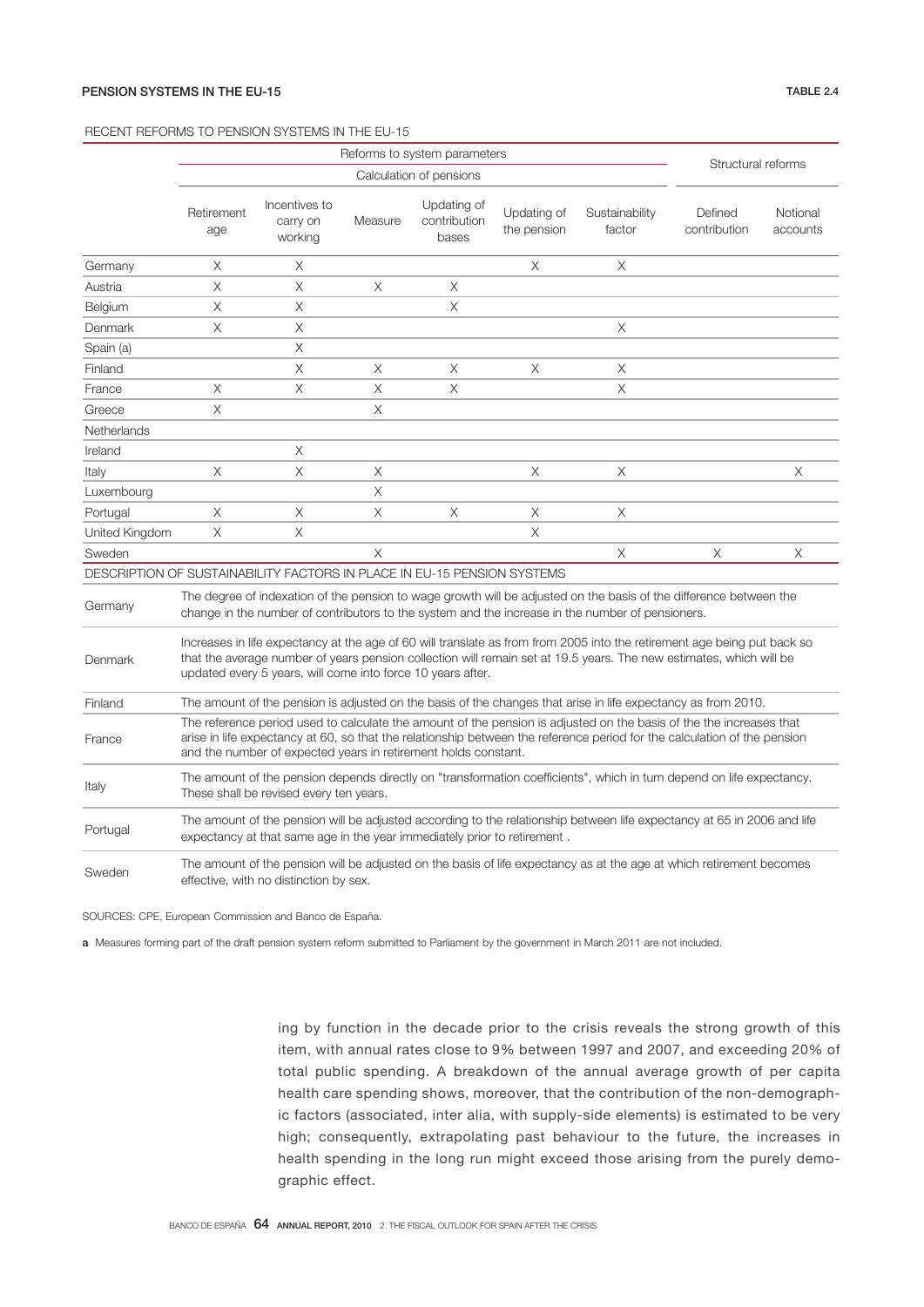**PENSION SYSTEMS IN THE EU-15** TABLE 2.4

RECENT REFORMS TO PENSION SYSTEMS IN THE EU-15

| | Reforms to system parameters | | | | | | Structural reforms | |
|---|---|---|---|---|---|---|---|---|
| | | | Calculation of pensions | | | | | |
| | Retirement age | Incentives to carry on working | Measure | Updating of contribution bases | Updating of the pension | Sustainability factor | Defined contribution | Notional accounts |
| Germany | X | X | | | X | X | | |
| Austria | X | X | X | X | | | | |
| Belgium | X | X | | X | | | | |
| Denmark | X | X | | | | X | | |
| Spain (a) | | X | | | | | | |
| Finland | | X | X | X | X | X | | |
| France | X | X | X | X | | X | | |
| Greece | X | | X | | | | | |
| Netherlands | | | | | | | | |
| Ireland | | X | | | | | | |
| Italy | X | X | X | | X | X | | X |
| Luxembourg | | | X | | | | | |
| Portugal | X | X | X | X | X | X | | |
| United Kingdom | X | X | | | X | | | |
| Sweden | | | X | | | X | X | X |

DESCRIPTION OF SUSTAINABILITY FACTORS IN PLACE IN EU-15 PENSION SYSTEMS

| | |
|---|---|
| Germany | The degree of indexation of the pension to wage growth will be adjusted on the basis of the difference between the change in the number of contributors to the system and the increase in the number of pensioners. |
| Denmark | Increases in life expectancy at the age of 60 will translate as from from 2005 into the retirement age being put back so that the average number of years pension collection will remain set at 19.5 years. The new estimates, which will be updated every 5 years, will come into force 10 years after. |
| Finland | The amount of the pension is adjusted on the basis of the changes that arise in life expectancy as from 2010. |
| France | The reference period used to calculate the amount of the pension is adjusted on the basis of the the increases that arise in life expectancy at 60, so that the relationship between the reference period for the calculation of the pension and the number of expected years in retirement holds constant. |
| Italy | The amount of the pension depends directly on "transformation coefficients", which in turn depend on life expectancy. These shall be revised every ten years. |
| Portugal | The amount of the pension will be adjusted according to the relationship between life expectancy at 65 in 2006 and life expectancy at that same age in the year immediately prior to retirement . |
| Sweden | The amount of the pension will be adjusted on the basis of life expectancy as at the age at which retirement becomes effective, with no distinction by sex. |

SOURCES: CPE, European Commission and Banco de España.

a Measures forming part of the draft pension system reform submitted to Parliament by the government in March 2011 are not included.

ing by function in the decade prior to the crisis reveals the strong growth of this item, with annual rates close to 9% between 1997 and 2007, and exceeding 20% of total public spending. A breakdown of the annual average growth of per capita health care spending shows, moreover, that the contribution of the non-demographic factors (associated, inter alia, with supply-side elements) is estimated to be very high; consequently, extrapolating past behaviour to the future, the increases in health spending in the long run might exceed those arising from the purely demographic effect.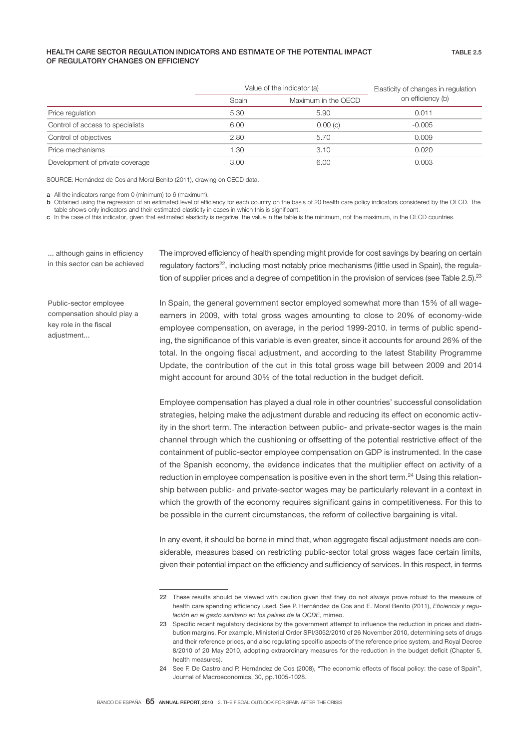**HEALTH CARE SECTOR REGULATION INDICATORS AND ESTIMATE OF THE POTENTIAL IMPACT OF REGULATORY CHANGES ON EFFICIENCY** — TABLE 2.5

| | Value of the indicator (a) | | Elasticity of changes in regulation on efficiency (b) |
|---|---|---|---|
| | Spain | Maximum in the OECD | |
| Price regulation | 5.30 | 5.90 | 0.011 |
| Control of access to specialists | 6.00 | 0.00 (c) | -0.005 |
| Control of objectives | 2.80 | 5.70 | 0.009 |
| Price mechanisms | 1.30 | 3.10 | 0.020 |
| Development of private coverage | 3.00 | 6.00 | 0.003 |

SOURCE: Hernández de Cos and Moral Benito (2011), drawing on OECD data.

a All the indicators range from 0 (minimum) to 6 (maximum).

b Obtained using the regression of an estimated level of efficiency for each country on the basis of 20 health care policy indicators considered by the OECD. The table shows only indicators and their estimated elasticity in cases in which this is significant.

c In the case of this indicator, given that estimated elasticity is negative, the value in the table is the minimum, not the maximum, in the OECD countries.

*... although gains in efficiency in this sector can be achieved*

The improved efficiency of health spending might provide for cost savings by bearing on certain regulatory factors[22], including most notably price mechanisms (little used in Spain), the regulation of supplier prices and a degree of competition in the provision of services (see Table 2.5).[23]

*Public-sector employee compensation should play a key role in the fiscal adjustment...*

In Spain, the general government sector employed somewhat more than 15% of all wage-earners in 2009, with total gross wages amounting to close to 20% of economy-wide employee compensation, on average, in the period 1999-2010. in terms of public spending, the significance of this variable is even greater, since it accounts for around 26% of the total. In the ongoing fiscal adjustment, and according to the latest Stability Programme Update, the contribution of the cut in this total gross wage bill between 2009 and 2014 might account for around 30% of the total reduction in the budget deficit.

Employee compensation has played a dual role in other countries' successful consolidation strategies, helping make the adjustment durable and reducing its effect on economic activity in the short term. The interaction between public- and private-sector wages is the main channel through which the cushioning or offsetting of the potential restrictive effect of the containment of public-sector employee compensation on GDP is instrumented. In the case of the Spanish economy, the evidence indicates that the multiplier effect on activity of a reduction in employee compensation is positive even in the short term.[24] Using this relationship between public- and private-sector wages may be particularly relevant in a context in which the growth of the economy requires significant gains in competitiveness. For this to be possible in the current circumstances, the reform of collective bargaining is vital.

In any event, it should be borne in mind that, when aggregate fiscal adjustment needs are considerable, measures based on restricting public-sector total gross wages face certain limits, given their potential impact on the efficiency and sufficiency of services. In this respect, in terms

---

22 These results should be viewed with caution given that they do not always prove robust to the measure of health care spending efficiency used. See P. Hernández de Cos and E. Moral Benito (2011), *Eficiencia y regulación en el gasto sanitario en los países de la OCDE*, mimeo.

23 Specific recent regulatory decisions by the government attempt to influence the reduction in prices and distribution margins. For example, Ministerial Order SPI/3052/2010 of 26 November 2010, determining sets of drugs and their reference prices, and also regulating specific aspects of the reference price system, and Royal Decree 8/2010 of 20 May 2010, adopting extraordinary measures for the reduction in the budget deficit (Chapter 5, health measures).

24 See F. De Castro and P. Hernández de Cos (2008), "The economic effects of fiscal policy: the case of Spain", Journal of Macroeconomics, 30, pp.1005-1028.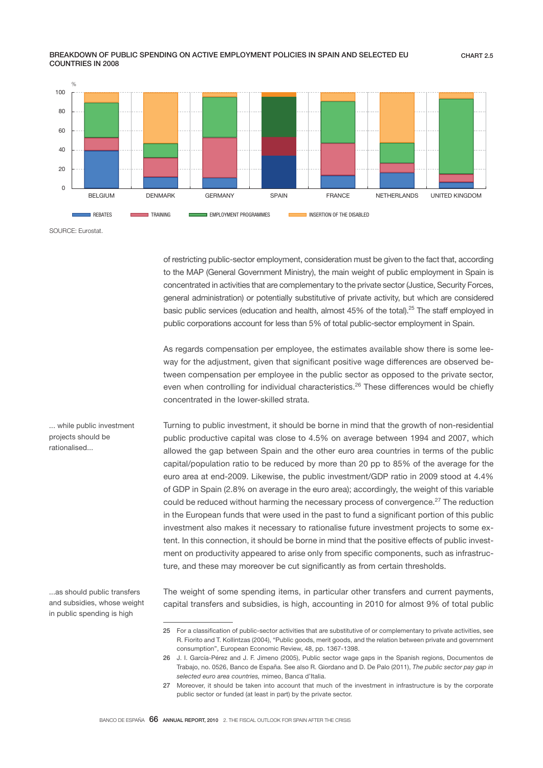BREAKDOWN OF PUBLIC SPENDING ON ACTIVE EMPLOYMENT POLICIES IN SPAIN AND SELECTED EU COUNTRIES IN 2008

CHART 2.5

SOURCE: Eurostat.

of restricting public-sector employment, consideration must be given to the fact that, according to the MAP (General Government Ministry), the main weight of public employment in Spain is concentrated in activities that are complementary to the private sector (Justice, Security Forces, general administration) or potentially substitutive of private activity, but which are considered basic public services (education and health, almost 45% of the total).[25] The staff employed in public corporations account for less than 5% of total public-sector employment in Spain.

As regards compensation per employee, the estimates available show there is some leeway for the adjustment, given that significant positive wage differences are observed between compensation per employee in the public sector as opposed to the private sector, even when controlling for individual characteristics.[26] These differences would be chiefly concentrated in the lower-skilled strata.

... while public investment projects should be rationalised...

Turning to public investment, it should be borne in mind that the growth of non-residential public productive capital was close to 4.5% on average between 1994 and 2007, which allowed the gap between Spain and the other euro area countries in terms of the public capital/population ratio to be reduced by more than 20 pp to 85% of the average for the euro area at end-2009. Likewise, the public investment/GDP ratio in 2009 stood at 4.4% of GDP in Spain (2.8% on average in the euro area); accordingly, the weight of this variable could be reduced without harming the necessary process of convergence.[27] The reduction in the European funds that were used in the past to fund a significant portion of this public investment also makes it necessary to rationalise future investment projects to some extent. In this connection, it should be borne in mind that the positive effects of public investment on productivity appeared to arise only from specific components, such as infrastructure, and these may moreover be cut significantly as from certain thresholds.

...as should public transfers and subsidies, whose weight in public spending is high

The weight of some spending items, in particular other transfers and current payments, capital transfers and subsidies, is high, accounting in 2010 for almost 9% of total public

25 For a classification of public-sector activities that are substitutive of or complementary to private activities, see R. Fiorito and T. Kollintzas (2004), "Public goods, merit goods, and the relation between private and government consumption", European Economic Review, 48, pp. 1367-1398.

26 J. I. García-Pérez and J. F. Jimeno (2005), Public sector wage gaps in the Spanish regions, Documentos de Trabajo, no. 0526, Banco de España. See also R. Giordano and D. De Palo (2011), *The public sector pay gap in selected euro area countries,* mimeo, Banca d'Italia.

27 Moreover, it should be taken into account that much of the investment in infrastructure is by the corporate public sector or funded (at least in part) by the private sector.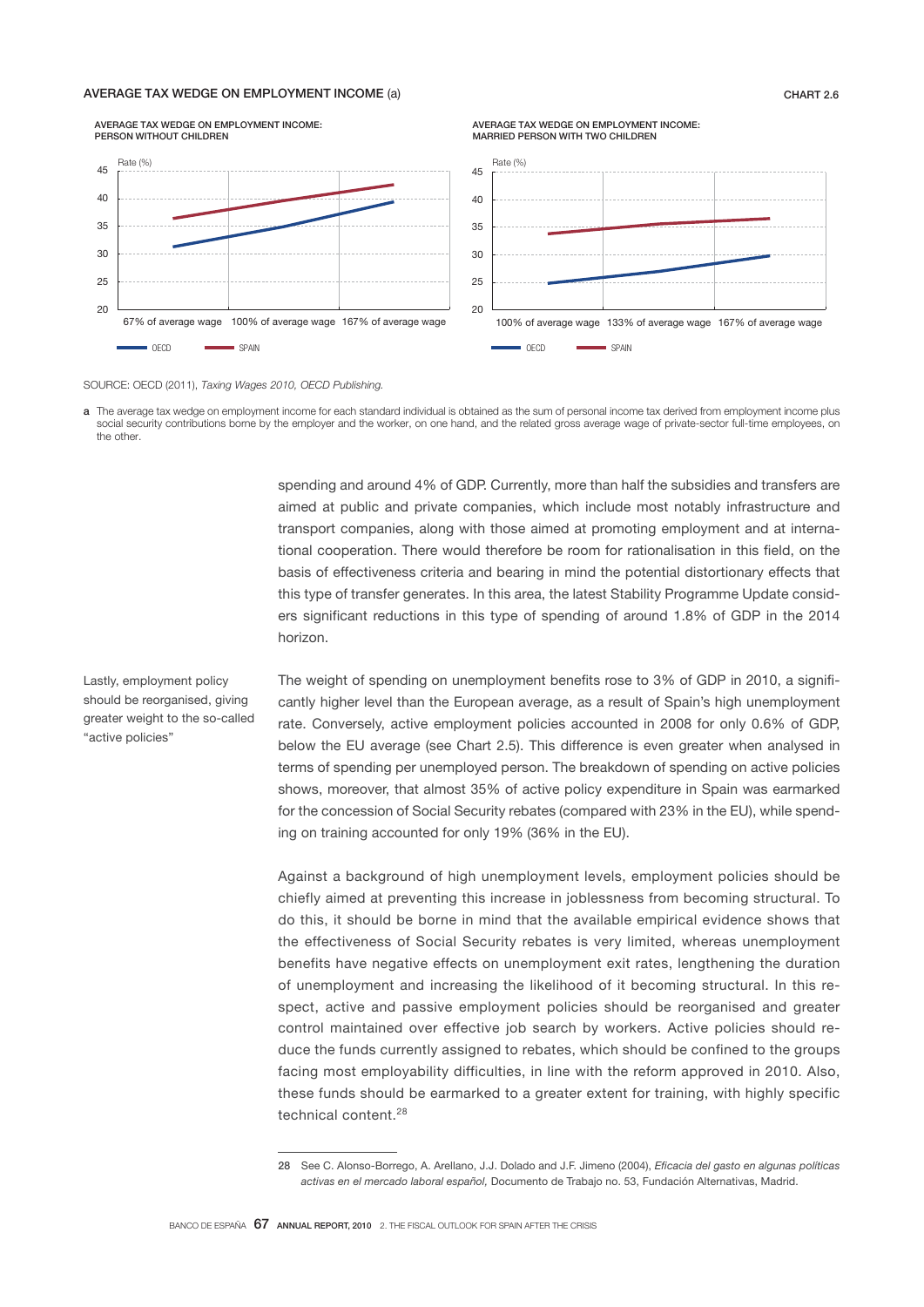**AVERAGE TAX WEDGE ON EMPLOYMENT INCOME** (a) — CHART 2.6

AVERAGE TAX WEDGE ON EMPLOYMENT INCOME: PERSON WITHOUT CHILDREN

AVERAGE TAX WEDGE ON EMPLOYMENT INCOME: MARRIED PERSON WITH TWO CHILDREN

SOURCE: OECD (2011), *Taxing Wages 2010, OECD Publishing.*

**a** The average tax wedge on employment income for each standard individual is obtained as the sum of personal income tax derived from employment income plus social security contributions borne by the employer and the worker, on one hand, and the related gross average wage of private-sector full-time employees, on the other.

spending and around 4% of GDP. Currently, more than half the subsidies and transfers are aimed at public and private companies, which include most notably infrastructure and transport companies, along with those aimed at promoting employment and at international cooperation. There would therefore be room for rationalisation in this field, on the basis of effectiveness criteria and bearing in mind the potential distortionary effects that this type of transfer generates. In this area, the latest Stability Programme Update considers significant reductions in this type of spending of around 1.8% of GDP in the 2014 horizon.

Lastly, employment policy should be reorganised, giving greater weight to the so-called "active policies"

The weight of spending on unemployment benefits rose to 3% of GDP in 2010, a significantly higher level than the European average, as a result of Spain's high unemployment rate. Conversely, active employment policies accounted in 2008 for only 0.6% of GDP, below the EU average (see Chart 2.5). This difference is even greater when analysed in terms of spending per unemployed person. The breakdown of spending on active policies shows, moreover, that almost 35% of active policy expenditure in Spain was earmarked for the concession of Social Security rebates (compared with 23% in the EU), while spending on training accounted for only 19% (36% in the EU).

Against a background of high unemployment levels, employment policies should be chiefly aimed at preventing this increase in joblessness from becoming structural. To do this, it should be borne in mind that the available empirical evidence shows that the effectiveness of Social Security rebates is very limited, whereas unemployment benefits have negative effects on unemployment exit rates, lengthening the duration of unemployment and increasing the likelihood of it becoming structural. In this respect, active and passive employment policies should be reorganised and greater control maintained over effective job search by workers. Active policies should reduce the funds currently assigned to rebates, which should be confined to the groups facing most employability difficulties, in line with the reform approved in 2010. Also, these funds should be earmarked to a greater extent for training, with highly specific technical content.[28]

28 See C. Alonso-Borrego, A. Arellano, J.J. Dolado and J.F. Jimeno (2004), *Eficacia del gasto en algunas políticas activas en el mercado laboral español,* Documento de Trabajo no. 53, Fundación Alternativas, Madrid.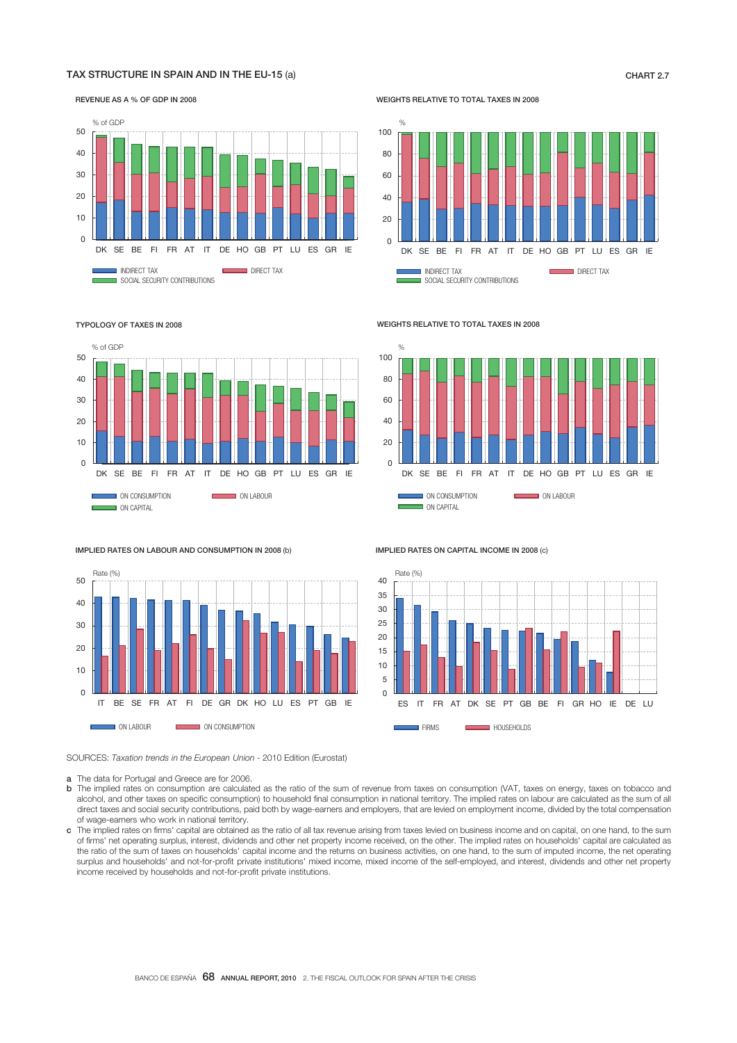## TAX STRUCTURE IN SPAIN AND IN THE EU-15 (a)

CHART 2.7

REVENUE AS A % OF GDP IN 2008

WEIGHTS RELATIVE TO TOTAL TAXES IN 2008

TYPOLOGY OF TAXES IN 2008

WEIGHTS RELATIVE TO TOTAL TAXES IN 2008

IMPLIED RATES ON LABOUR AND CONSUMPTION IN 2008 (b)

IMPLIED RATES ON CAPITAL INCOME IN 2008 (c)

SOURCES: *Taxation trends in the European Union* - 2010 Edition (Eurostat)

a The data for Portugal and Greece are for 2006.

b The implied rates on consumption are calculated as the ratio of the sum of revenue from taxes on consumption (VAT, taxes on energy, taxes on tobacco and alcohol, and other taxes on specific consumption) to household final consumption in national territory. The implied rates on labour are calculated as the sum of all direct taxes and social security contributions, paid both by wage-earners and employers, that are levied on employment income, divided by the total compensation of wage-earners who work in national territory.

c The implied rates on firms' capital are obtained as the ratio of all tax revenue arising from taxes levied on business income and on capital, on one hand, to the sum of firms' net operating surplus, interest, dividends and other net property income received, on the other. The implied rates on households' capital are calculated as the ratio of the sum of taxes on households' capital income and the returns on business activities, on one hand, to the sum of imputed income, the net operating surplus and households' and not-for-profit private institutions' mixed income, mixed income of the self-employed, and interest, dividends and other net property income received by households and not-for-profit private institutions.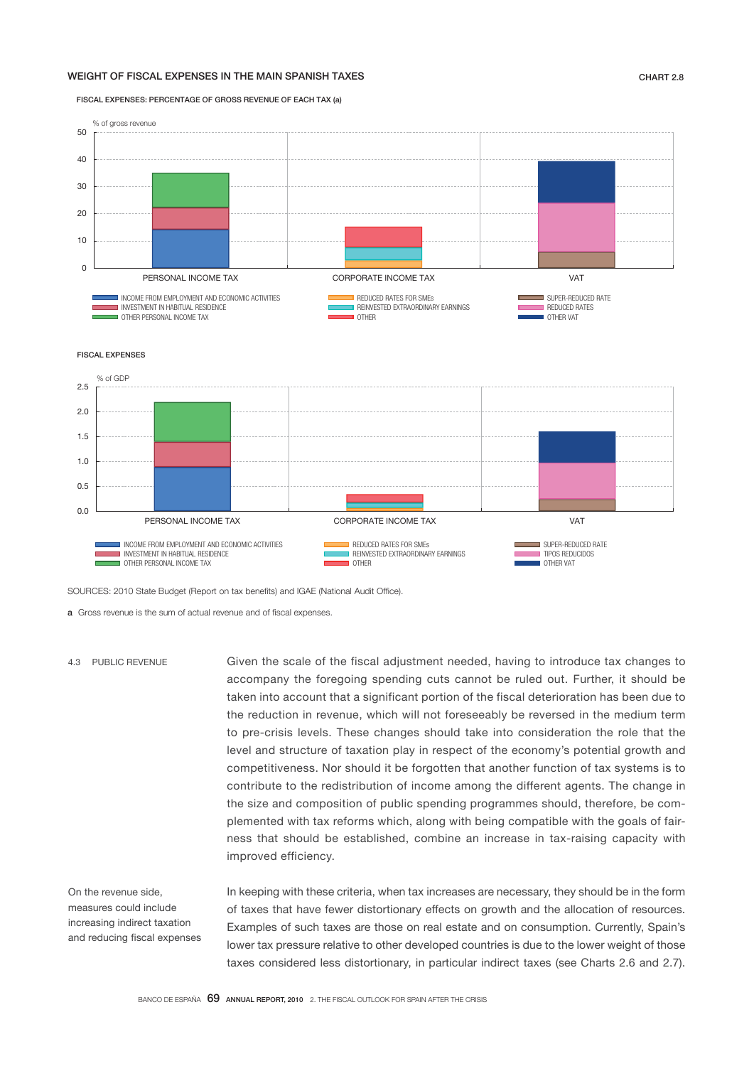WEIGHT OF FISCAL EXPENSES IN THE MAIN SPANISH TAXES

CHART 2.8

FISCAL EXPENSES: PERCENTAGE OF GROSS REVENUE OF EACH TAX (a)

% of gross revenue

PERSONAL INCOME TAX — CORPORATE INCOME TAX — VAT

INCOME FROM EMPLOYMENT AND ECONOMIC ACTIVITIES
INVESTMENT IN HABITUAL RESIDENCE
OTHER PERSONAL INCOME TAX
REDUCED RATES FOR SMEs
REINVESTED EXTRAORDINARY EARNINGS
OTHER
SUPER-REDUCED RATE
REDUCED RATES
OTHER VAT

FISCAL EXPENSES

% of GDP

PERSONAL INCOME TAX — CORPORATE INCOME TAX — VAT

INCOME FROM EMPLOYMENT AND ECONOMIC ACTIVITIES
INVESTMENT IN HABITUAL RESIDENCE
OTHER PERSONAL INCOME TAX
REDUCED RATES FOR SMEs
REINVESTED EXTRAORDINARY EARNINGS
OTHER
SUPER-REDUCED RATE
TIPOS REDUCIDOS
OTHER VAT

SOURCES: 2010 State Budget (Report on tax benefits) and IGAE (National Audit Office).

**a** Gross revenue is the sum of actual revenue and of fiscal expenses.

## 4.3 PUBLIC REVENUE

Given the scale of the fiscal adjustment needed, having to introduce tax changes to accompany the foregoing spending cuts cannot be ruled out. Further, it should be taken into account that a significant portion of the fiscal deterioration has been due to the reduction in revenue, which will not foreseeably be reversed in the medium term to pre-crisis levels. These changes should take into consideration the role that the level and structure of taxation play in respect of the economy's potential growth and competitiveness. Nor should it be forgotten that another function of tax systems is to contribute to the redistribution of income among the different agents. The change in the size and composition of public spending programmes should, therefore, be complemented with tax reforms which, along with being compatible with the goals of fairness that should be established, combine an increase in tax-raising capacity with improved efficiency.

On the revenue side, measures could include increasing indirect taxation and reducing fiscal expenses

In keeping with these criteria, when tax increases are necessary, they should be in the form of taxes that have fewer distortionary effects on growth and the allocation of resources. Examples of such taxes are those on real estate and on consumption. Currently, Spain's lower tax pressure relative to other developed countries is due to the lower weight of those taxes considered less distortionary, in particular indirect taxes (see Charts 2.6 and 2.7).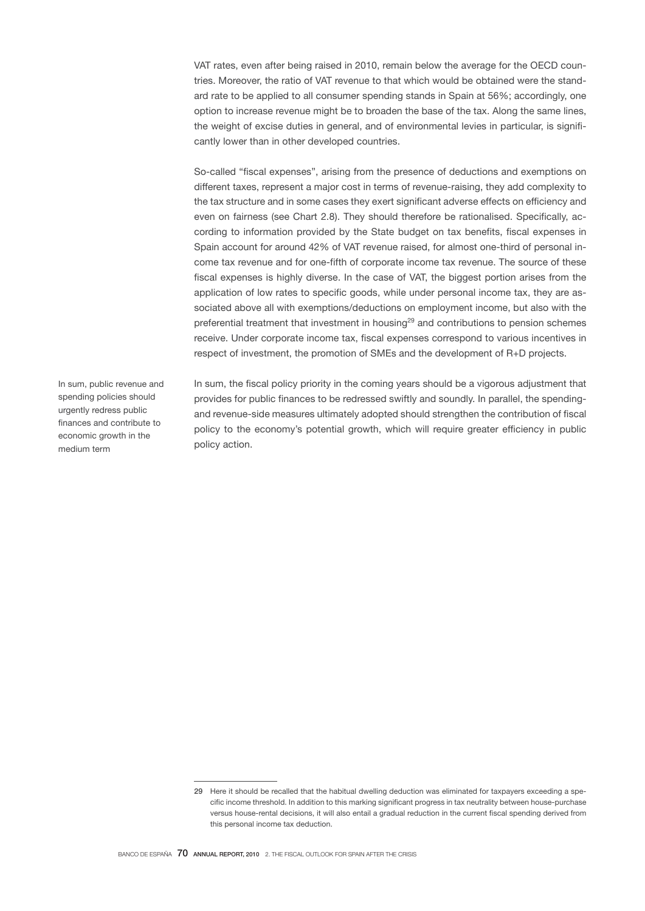VAT rates, even after being raised in 2010, remain below the average for the OECD countries. Moreover, the ratio of VAT revenue to that which would be obtained were the standard rate to be applied to all consumer spending stands in Spain at 56%; accordingly, one option to increase revenue might be to broaden the base of the tax. Along the same lines, the weight of excise duties in general, and of environmental levies in particular, is significantly lower than in other developed countries.

So-called "fiscal expenses", arising from the presence of deductions and exemptions on different taxes, represent a major cost in terms of revenue-raising, they add complexity to the tax structure and in some cases they exert significant adverse effects on efficiency and even on fairness (see Chart 2.8). They should therefore be rationalised. Specifically, according to information provided by the State budget on tax benefits, fiscal expenses in Spain account for around 42% of VAT revenue raised, for almost one-third of personal income tax revenue and for one-fifth of corporate income tax revenue. The source of these fiscal expenses is highly diverse. In the case of VAT, the biggest portion arises from the application of low rates to specific goods, while under personal income tax, they are associated above all with exemptions/deductions on employment income, but also with the preferential treatment that investment in housing[29] and contributions to pension schemes receive. Under corporate income tax, fiscal expenses correspond to various incentives in respect of investment, the promotion of SMEs and the development of R+D projects.

In sum, public revenue and spending policies should urgently redress public finances and contribute to economic growth in the medium term

In sum, the fiscal policy priority in the coming years should be a vigorous adjustment that provides for public finances to be redressed swiftly and soundly. In parallel, the spending- and revenue-side measures ultimately adopted should strengthen the contribution of fiscal policy to the economy's potential growth, which will require greater efficiency in public policy action.

29 Here it should be recalled that the habitual dwelling deduction was eliminated for taxpayers exceeding a specific income threshold. In addition to this marking significant progress in tax neutrality between house-purchase versus house-rental decisions, it will also entail a gradual reduction in the current fiscal spending derived from this personal income tax deduction.